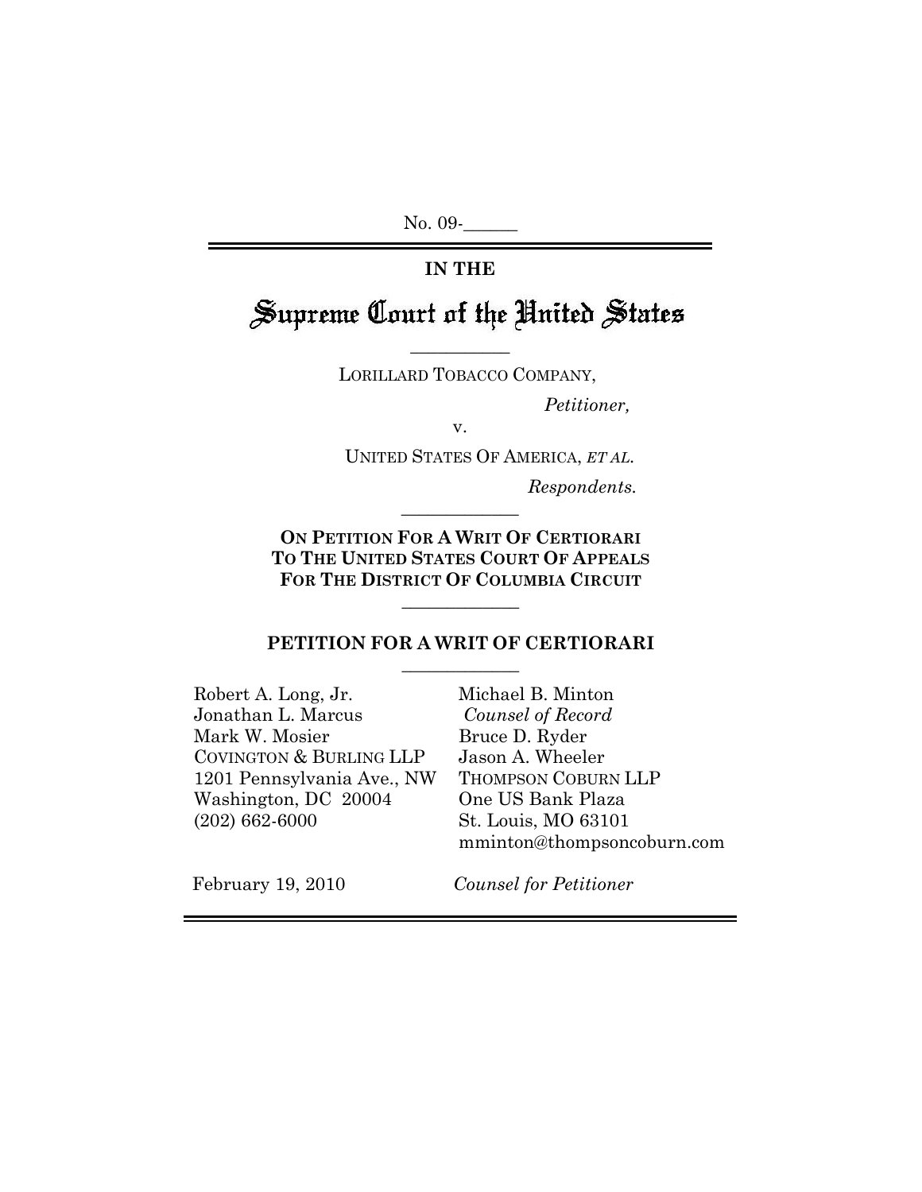No. 09-______

**IN THE**

# Supreme Court of the United States

LORILLARD TOBACCO COMPANY,

*Petitioner,*

v.

UNITED STATES OF AMERICA, *ET AL.*

*Respondents.*

**ON PETITION FOR A WRIT OF CERTIORARI TO THE UNITED STATES COURT OF APPEALS FOR THE DISTRICT OF COLUMBIA CIRCUIT**

## PETITION FOR A WRIT OF CERTIORARI

Robert A. Long, Jr.
Jonathan L. Marcus
Mark W. Mosier
COVINGTON & BURLING LLP
1201 Pennsylvania Ave., NW
Washington, DC 20004
(202) 662-6000

Michael B. Minton
*Counsel of Record*
Bruce D. Ryder
Jason A. Wheeler
THOMPSON COBURN LLP
One US Bank Plaza
St. Louis, MO 63101
mminton@thompsoncoburn.com

February 19, 2010

*Counsel for Petitioner*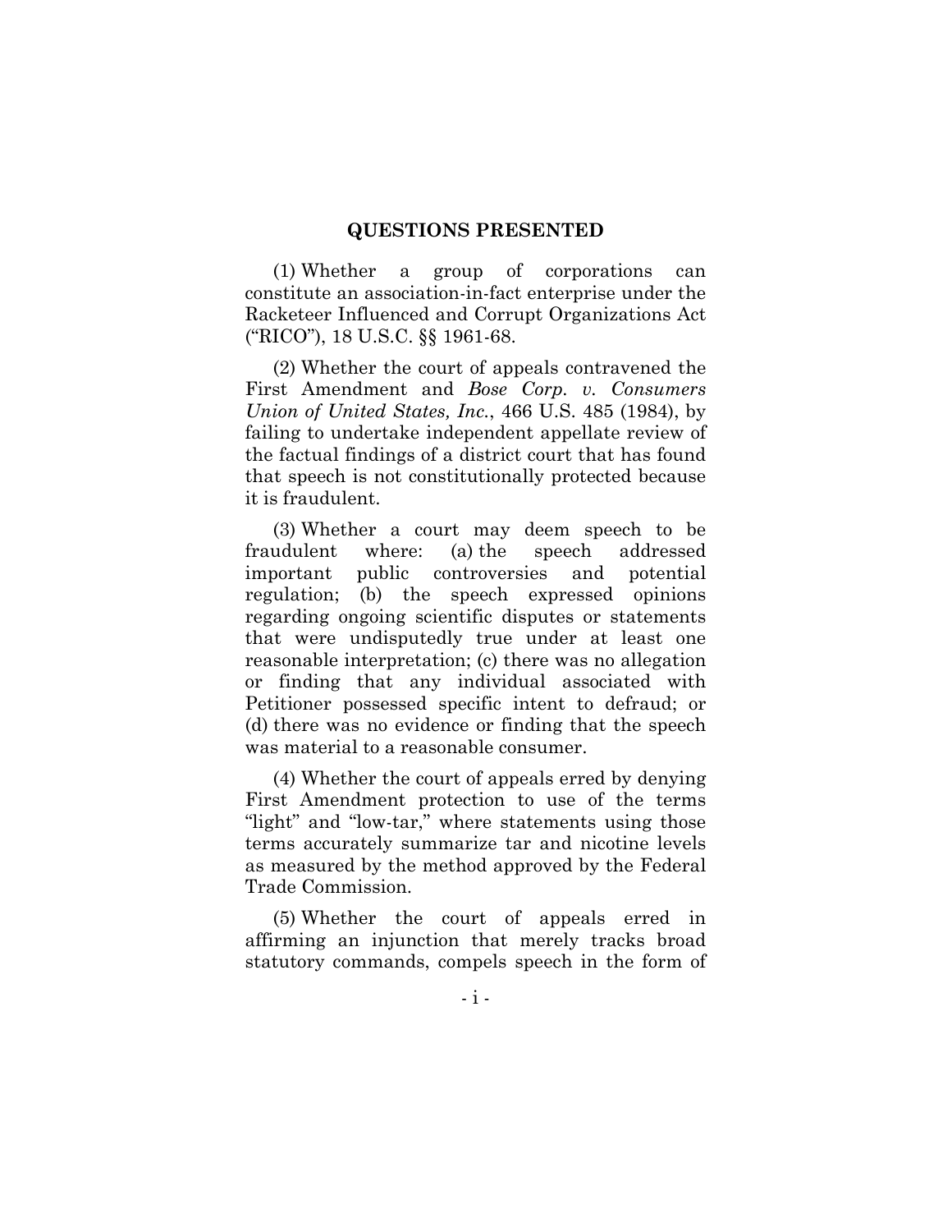## QUESTIONS PRESENTED

(1) Whether a group of corporations can constitute an association-in-fact enterprise under the Racketeer Influenced and Corrupt Organizations Act ("RICO"), 18 U.S.C. §§ 1961-68.

(2) Whether the court of appeals contravened the First Amendment and *Bose Corp. v. Consumers Union of United States, Inc.*, 466 U.S. 485 (1984), by failing to undertake independent appellate review of the factual findings of a district court that has found that speech is not constitutionally protected because it is fraudulent.

(3) Whether a court may deem speech to be fraudulent where: (a) the speech addressed important public controversies and potential regulation; (b) the speech expressed opinions regarding ongoing scientific disputes or statements that were undisputedly true under at least one reasonable interpretation; (c) there was no allegation or finding that any individual associated with Petitioner possessed specific intent to defraud; or (d) there was no evidence or finding that the speech was material to a reasonable consumer.

(4) Whether the court of appeals erred by denying First Amendment protection to use of the terms "light" and "low-tar," where statements using those terms accurately summarize tar and nicotine levels as measured by the method approved by the Federal Trade Commission.

(5) Whether the court of appeals erred in affirming an injunction that merely tracks broad statutory commands, compels speech in the form of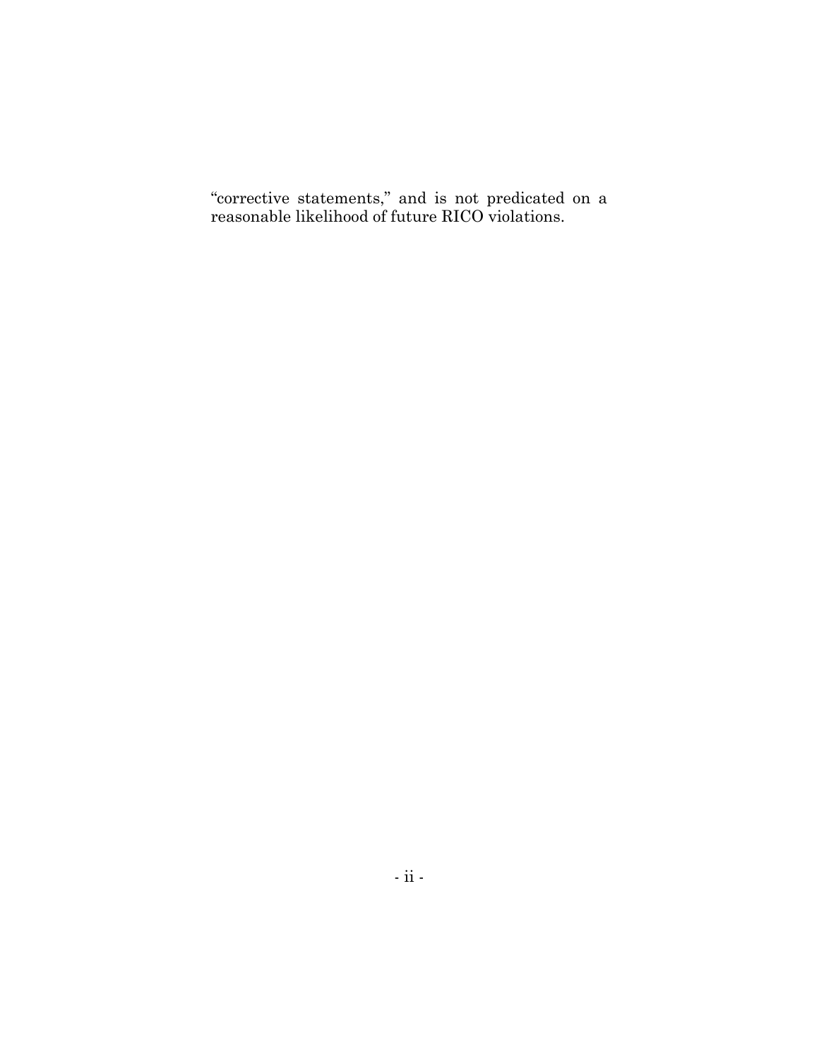"corrective statements," and is not predicated on a reasonable likelihood of future RICO violations.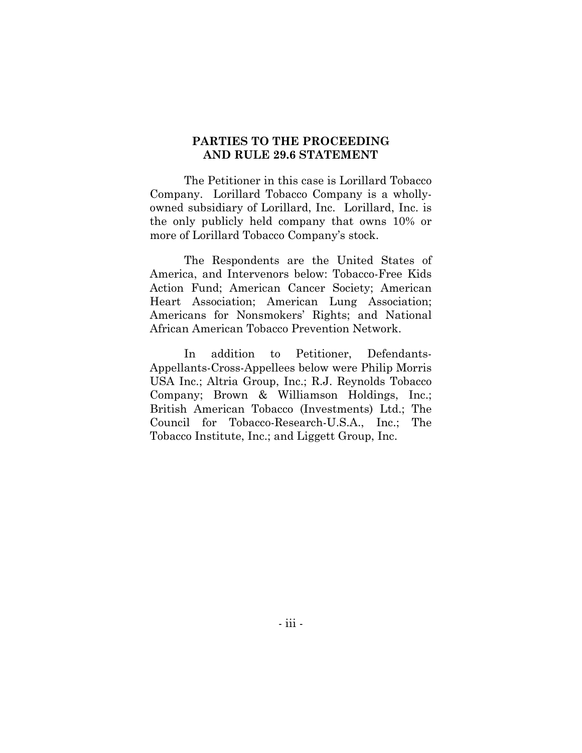## PARTIES TO THE PROCEEDING AND RULE 29.6 STATEMENT

The Petitioner in this case is Lorillard Tobacco Company. Lorillard Tobacco Company is a wholly-owned subsidiary of Lorillard, Inc. Lorillard, Inc. is the only publicly held company that owns 10% or more of Lorillard Tobacco Company's stock.

The Respondents are the United States of America, and Intervenors below: Tobacco-Free Kids Action Fund; American Cancer Society; American Heart Association; American Lung Association; Americans for Nonsmokers' Rights; and National African American Tobacco Prevention Network.

In addition to Petitioner, Defendants-Appellants-Cross-Appellees below were Philip Morris USA Inc.; Altria Group, Inc.; R.J. Reynolds Tobacco Company; Brown & Williamson Holdings, Inc.; British American Tobacco (Investments) Ltd.; The Council for Tobacco-Research-U.S.A., Inc.; The Tobacco Institute, Inc.; and Liggett Group, Inc.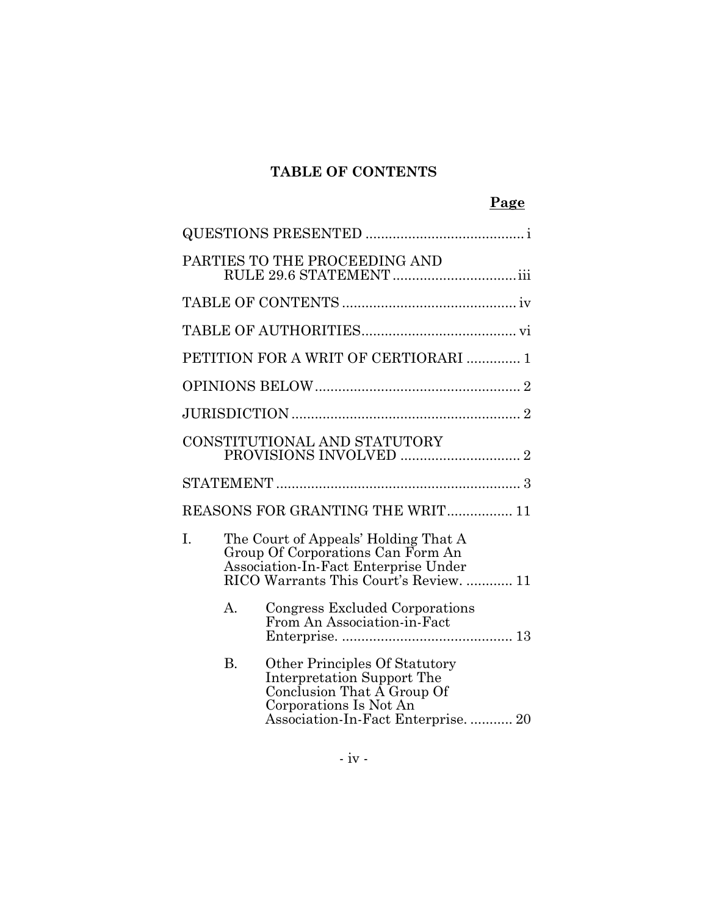## TABLE OF CONTENTS

| | Page |
|---|---|
| QUESTIONS PRESENTED | i |
| PARTIES TO THE PROCEEDING AND RULE 29.6 STATEMENT | iii |
| TABLE OF CONTENTS | iv |
| TABLE OF AUTHORITIES | vi |
| PETITION FOR A WRIT OF CERTIORARI | 1 |
| OPINIONS BELOW | 2 |
| JURISDICTION | 2 |
| CONSTITUTIONAL AND STATUTORY PROVISIONS INVOLVED | 2 |
| STATEMENT | 3 |
| REASONS FOR GRANTING THE WRIT | 11 |
| I. The Court of Appeals' Holding That A Group Of Corporations Can Form An Association-In-Fact Enterprise Under RICO Warrants This Court's Review. | 11 |
| A. Congress Excluded Corporations From An Association-in-Fact Enterprise. | 13 |
| B. Other Principles Of Statutory Interpretation Support The Conclusion That A Group Of Corporations Is Not An Association-In-Fact Enterprise. | 20 |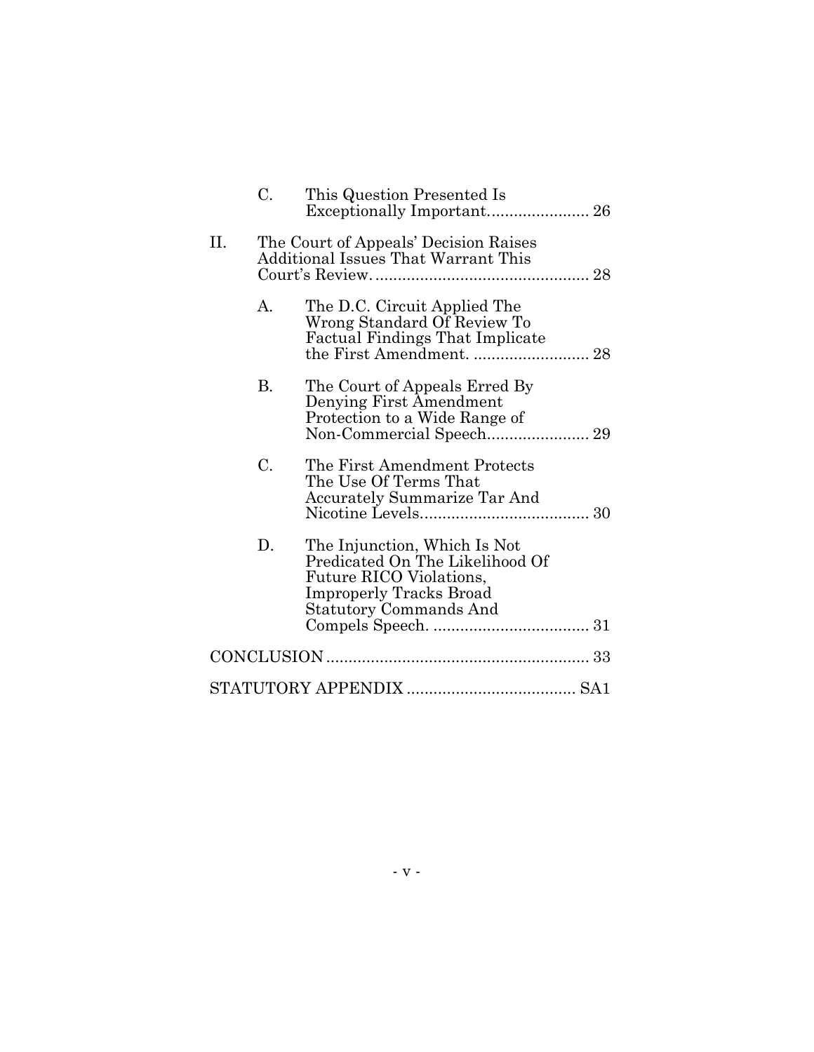- C. This Question Presented Is Exceptionally Important....................... 26

II. The Court of Appeals' Decision Raises Additional Issues That Warrant This Court's Review................................................ 28

- A. The D.C. Circuit Applied The Wrong Standard Of Review To Factual Findings That Implicate the First Amendment. .......................... 28
- B. The Court of Appeals Erred By Denying First Amendment Protection to a Wide Range of Non-Commercial Speech....................... 29
- C. The First Amendment Protects The Use Of Terms That Accurately Summarize Tar And Nicotine Levels...................................... 30
- D. The Injunction, Which Is Not Predicated On The Likelihood Of Future RICO Violations, Improperly Tracks Broad Statutory Commands And Compels Speech. ................................... 31

CONCLUSION........................................................... 33

STATUTORY APPENDIX ...................................... SA1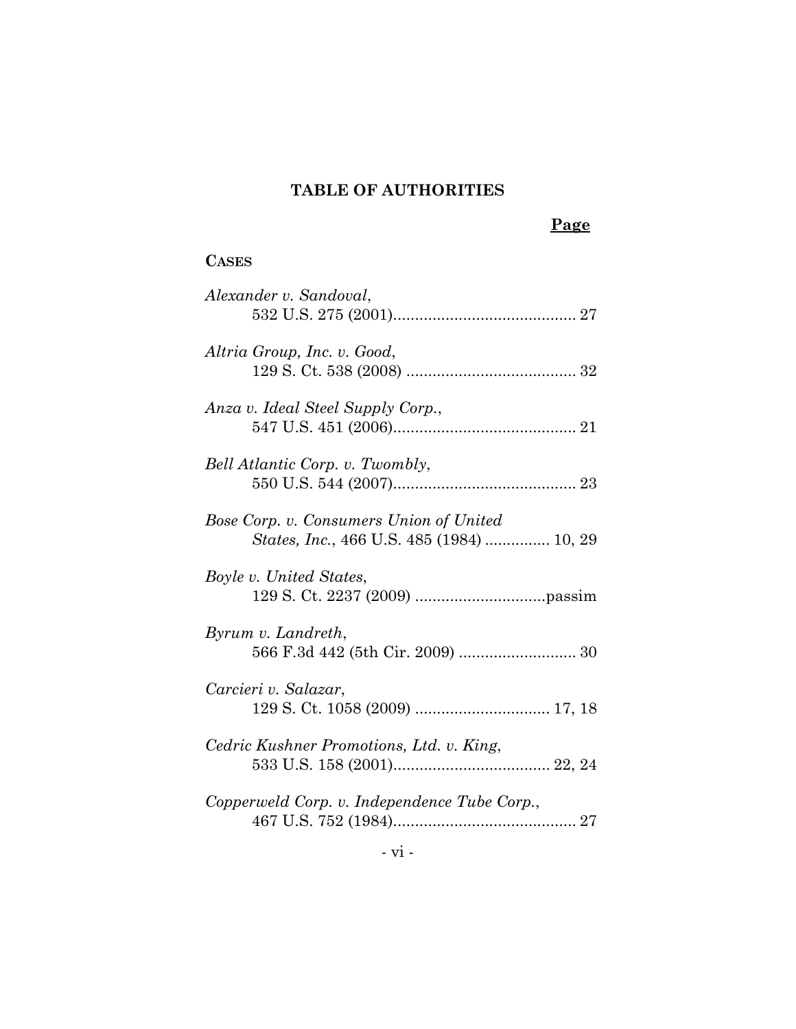# TABLE OF AUTHORITIES

**Page**

**CASES**

*Alexander v. Sandoval*,
532 U.S. 275 (2001).......................................... 27

*Altria Group, Inc. v. Good*,
129 S. Ct. 538 (2008) ....................................... 32

*Anza v. Ideal Steel Supply Corp.*,
547 U.S. 451 (2006).......................................... 21

*Bell Atlantic Corp. v. Twombly*,
550 U.S. 544 (2007).......................................... 23

*Bose Corp. v. Consumers Union of United States, Inc.*, 466 U.S. 485 (1984) ............... 10, 29

*Boyle v. United States*,
129 S. Ct. 2237 (2009) ..............................passim

*Byrum v. Landreth*,
566 F.3d 442 (5th Cir. 2009) ........................... 30

*Carcieri v. Salazar*,
129 S. Ct. 1058 (2009) ............................... 17, 18

*Cedric Kushner Promotions, Ltd. v. King*,
533 U.S. 158 (2001).................................... 22, 24

*Copperweld Corp. v. Independence Tube Corp.*,
467 U.S. 752 (1984).......................................... 27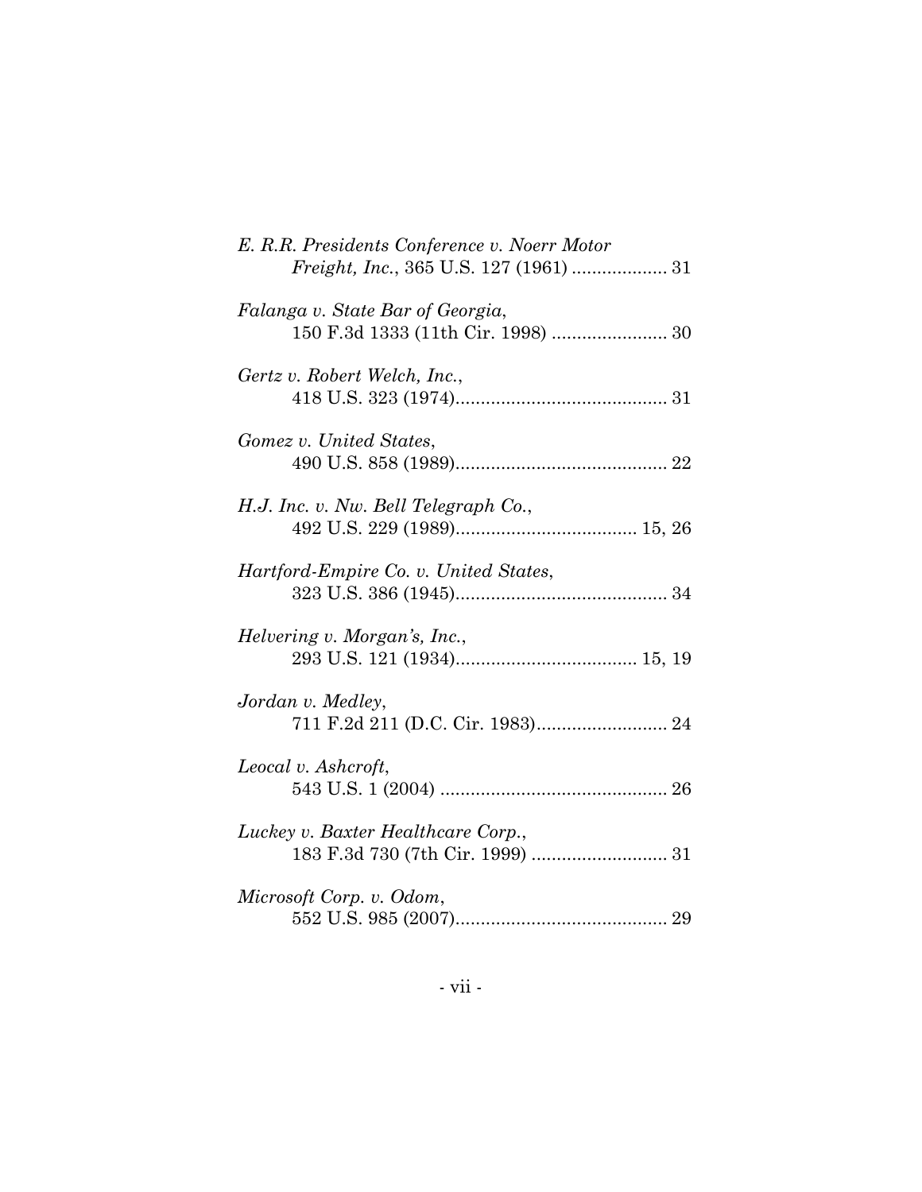*E. R.R. Presidents Conference v. Noerr Motor Freight, Inc.*, 365 U.S. 127 (1961) ................... 31

*Falanga v. State Bar of Georgia*, 150 F.3d 1333 (11th Cir. 1998) ....................... 30

*Gertz v. Robert Welch, Inc.*, 418 U.S. 323 (1974).......................................... 31

*Gomez v. United States*, 490 U.S. 858 (1989).......................................... 22

*H.J. Inc. v. Nw. Bell Telegraph Co.*, 492 U.S. 229 (1989).................................... 15, 26

*Hartford-Empire Co. v. United States*, 323 U.S. 386 (1945).......................................... 34

*Helvering v. Morgan's, Inc.*, 293 U.S. 121 (1934).................................... 15, 19

*Jordan v. Medley*, 711 F.2d 211 (D.C. Cir. 1983).......................... 24

*Leocal v. Ashcroft*, 543 U.S. 1 (2004) ............................................. 26

*Luckey v. Baxter Healthcare Corp.*, 183 F.3d 730 (7th Cir. 1999) ........................... 31

*Microsoft Corp. v. Odom*, 552 U.S. 985 (2007).......................................... 29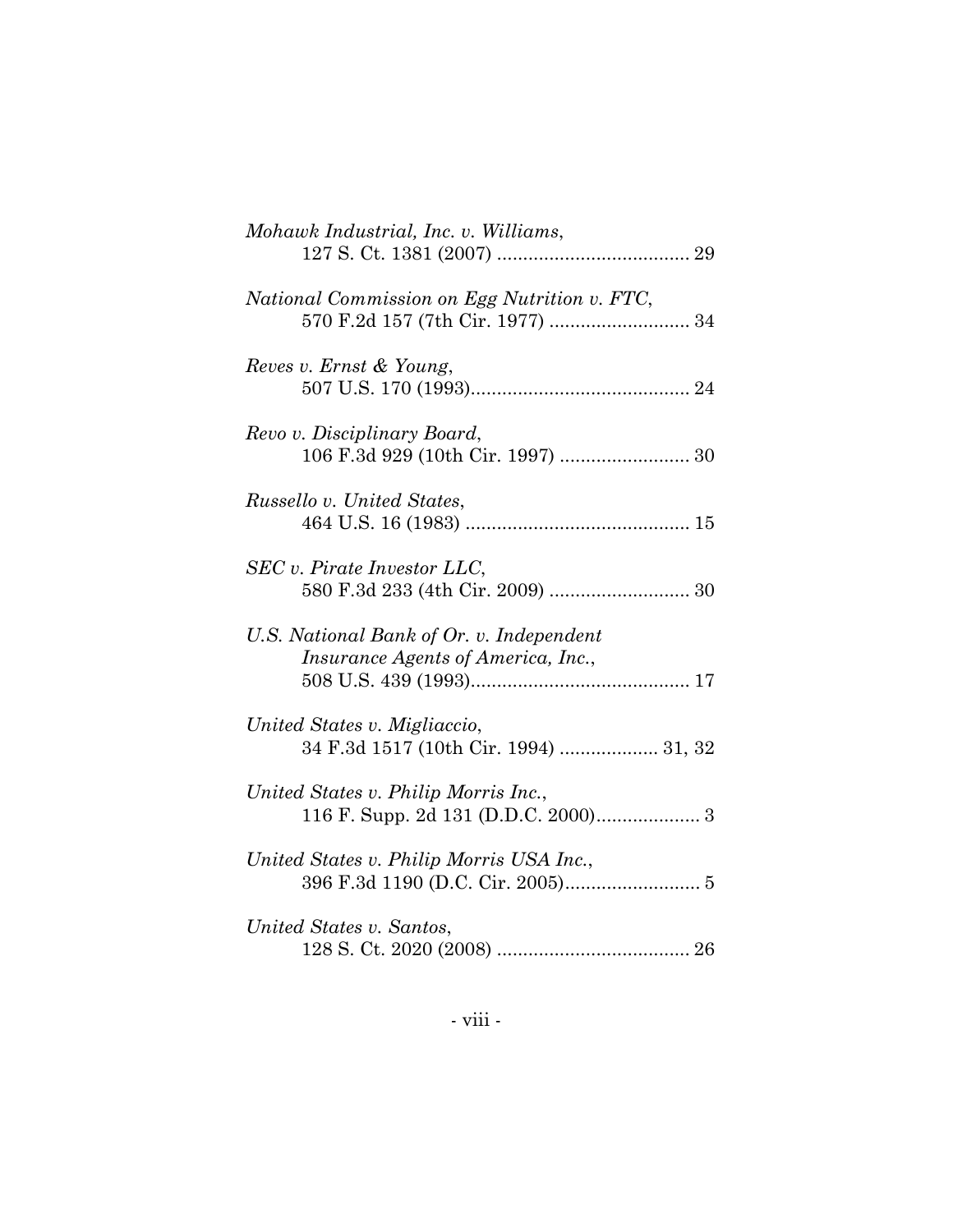*Mohawk Industrial, Inc. v. Williams*,
127 S. Ct. 1381 (2007) .................................... 29

*National Commission on Egg Nutrition v. FTC*,
570 F.2d 157 (7th Cir. 1977) .......................... 34

*Reves v. Ernst & Young*,
507 U.S. 170 (1993)......................................... 24

*Revo v. Disciplinary Board*,
106 F.3d 929 (10th Cir. 1997) ........................ 30

*Russello v. United States*,
464 U.S. 16 (1983) .......................................... 15

*SEC v. Pirate Investor LLC*,
580 F.3d 233 (4th Cir. 2009) .......................... 30

*U.S. National Bank of Or. v. Independent Insurance Agents of America, Inc.*,
508 U.S. 439 (1993)......................................... 17

*United States v. Migliaccio*,
34 F.3d 1517 (10th Cir. 1994) .................. 31, 32

*United States v. Philip Morris Inc.*,
116 F. Supp. 2d 131 (D.D.C. 2000).................... 3

*United States v. Philip Morris USA Inc.*,
396 F.3d 1190 (D.C. Cir. 2005).......................... 5

*United States v. Santos*,
128 S. Ct. 2020 (2008) .................................... 26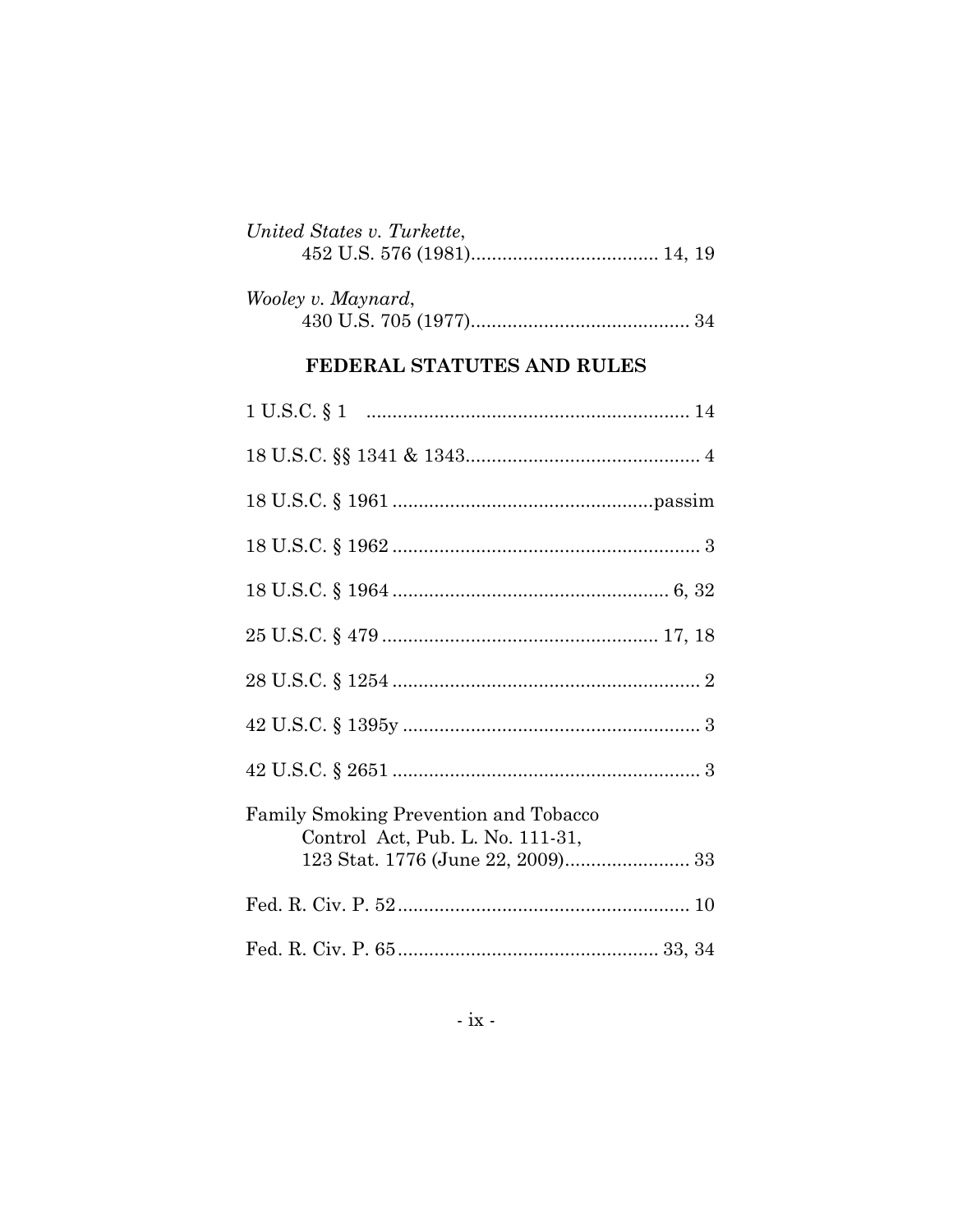*United States v. Turkette*,
452 U.S. 576 (1981)................................... 14, 19

*Wooley v. Maynard*,
430 U.S. 705 (1977).......................................... 34

## FEDERAL STATUTES AND RULES

1 U.S.C. § 1 ............................................................. 14

18 U.S.C. §§ 1341 & 1343............................................ 4

18 U.S.C. § 1961 .................................................passim

18 U.S.C. § 1962 .......................................................... 3

18 U.S.C. § 1964 .................................................... 6, 32

25 U.S.C. § 479 .................................................... 17, 18

28 U.S.C. § 1254 .......................................................... 2

42 U.S.C. § 1395y ........................................................ 3

42 U.S.C. § 2651 .......................................................... 3

Family Smoking Prevention and Tobacco
Control Act, Pub. L. No. 111-31,
123 Stat. 1776 (June 22, 2009)........................ 33

Fed. R. Civ. P. 52........................................................ 10

Fed. R. Civ. P. 65.................................................. 33, 34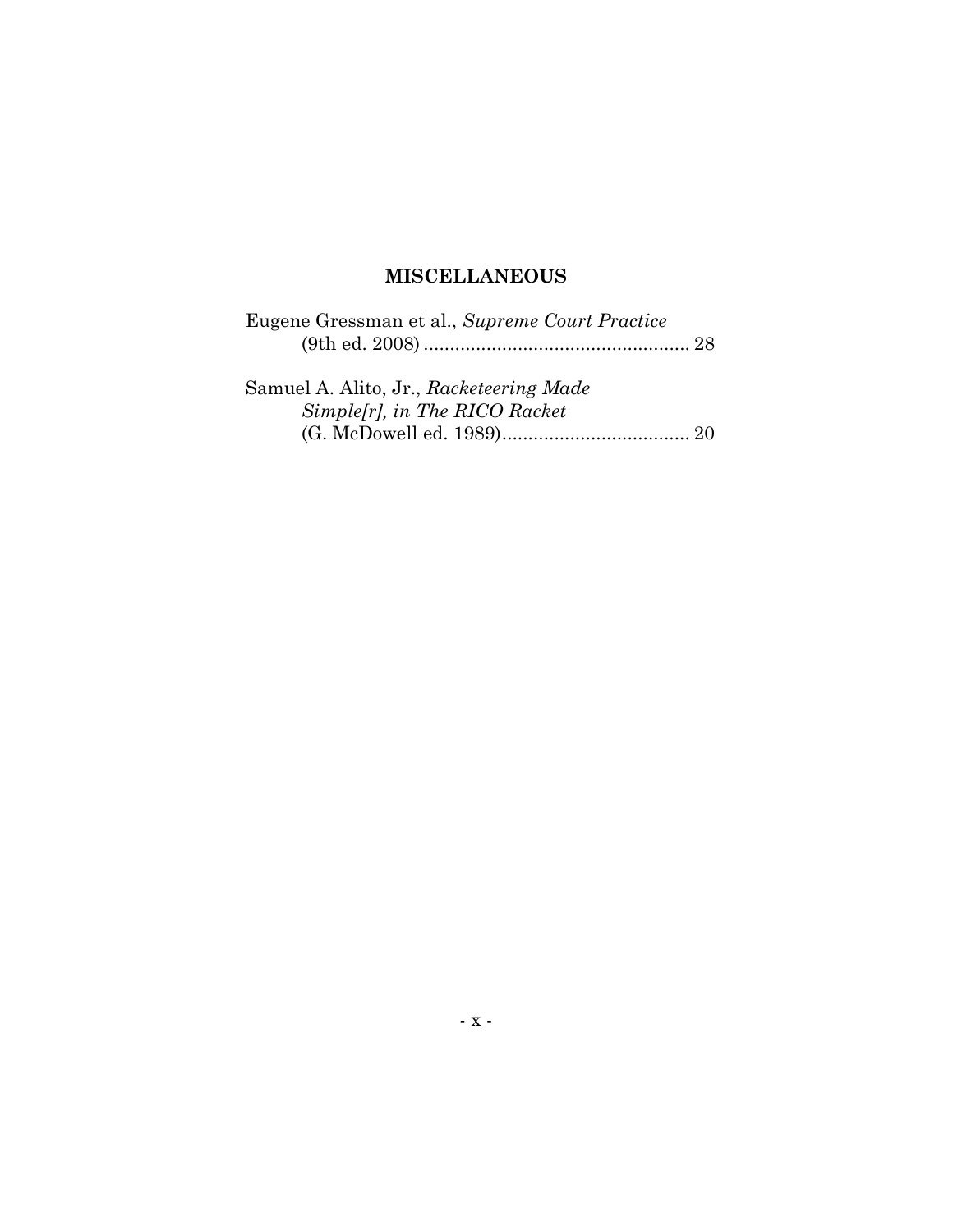## MISCELLANEOUS

Eugene Gressman et al., *Supreme Court Practice* (9th ed. 2008) .................................................. 28

Samuel A. Alito, Jr., *Racketeering Made Simple[r], in The RICO Racket* (G. McDowell ed. 1989).................................... 20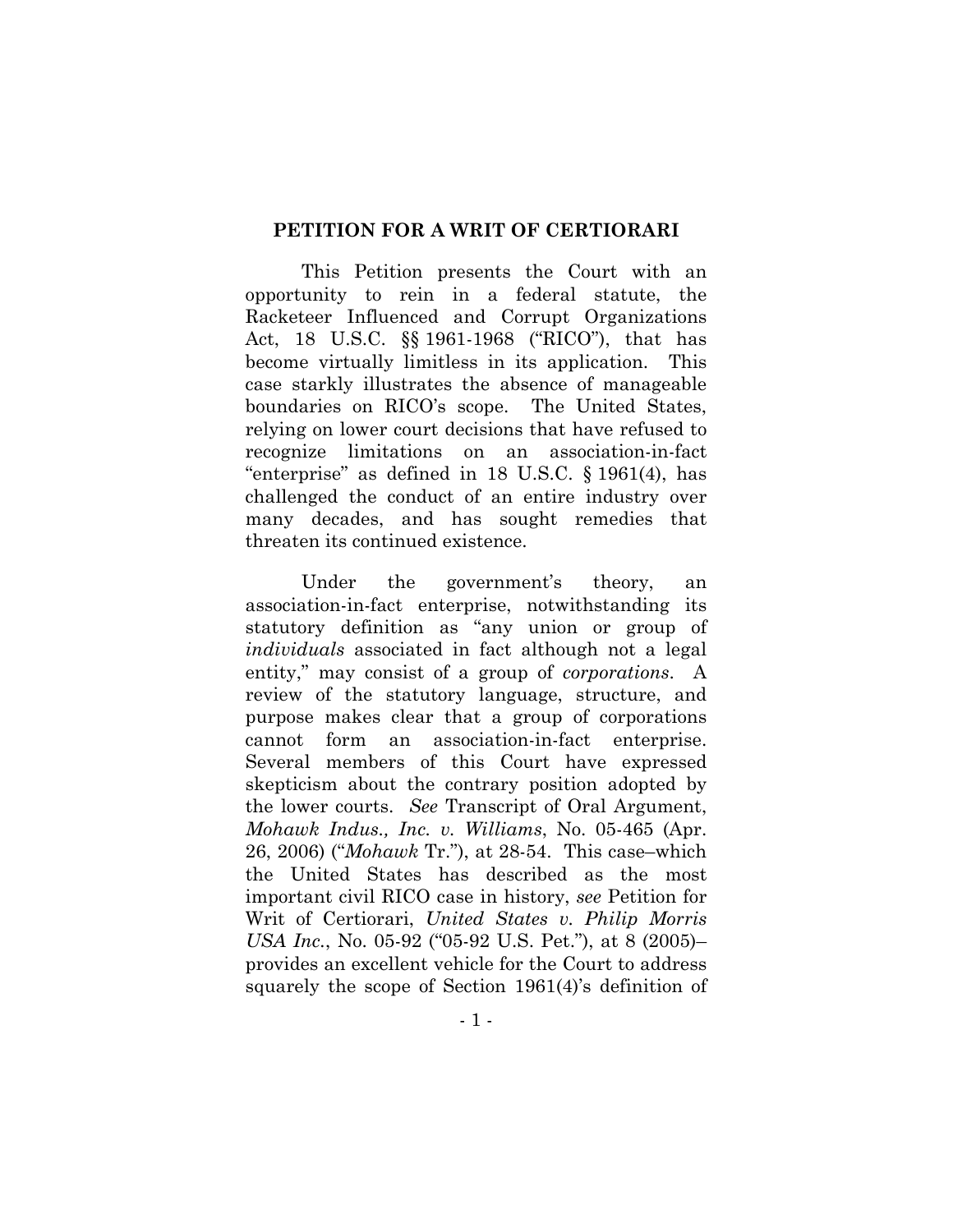## PETITION FOR A WRIT OF CERTIORARI

This Petition presents the Court with an opportunity to rein in a federal statute, the Racketeer Influenced and Corrupt Organizations Act, 18 U.S.C. §§ 1961-1968 ("RICO"), that has become virtually limitless in its application. This case starkly illustrates the absence of manageable boundaries on RICO's scope. The United States, relying on lower court decisions that have refused to recognize limitations on an association-in-fact "enterprise" as defined in 18 U.S.C. § 1961(4), has challenged the conduct of an entire industry over many decades, and has sought remedies that threaten its continued existence.

Under the government's theory, an association-in-fact enterprise, notwithstanding its statutory definition as "any union or group of *individuals* associated in fact although not a legal entity," may consist of a group of *corporations*. A review of the statutory language, structure, and purpose makes clear that a group of corporations cannot form an association-in-fact enterprise. Several members of this Court have expressed skepticism about the contrary position adopted by the lower courts. *See* Transcript of Oral Argument, *Mohawk Indus., Inc. v. Williams*, No. 05-465 (Apr. 26, 2006) ("*Mohawk* Tr."), at 28-54. This case–which the United States has described as the most important civil RICO case in history, *see* Petition for Writ of Certiorari, *United States v. Philip Morris USA Inc.*, No. 05-92 ("05-92 U.S. Pet."), at 8 (2005)–provides an excellent vehicle for the Court to address squarely the scope of Section 1961(4)'s definition of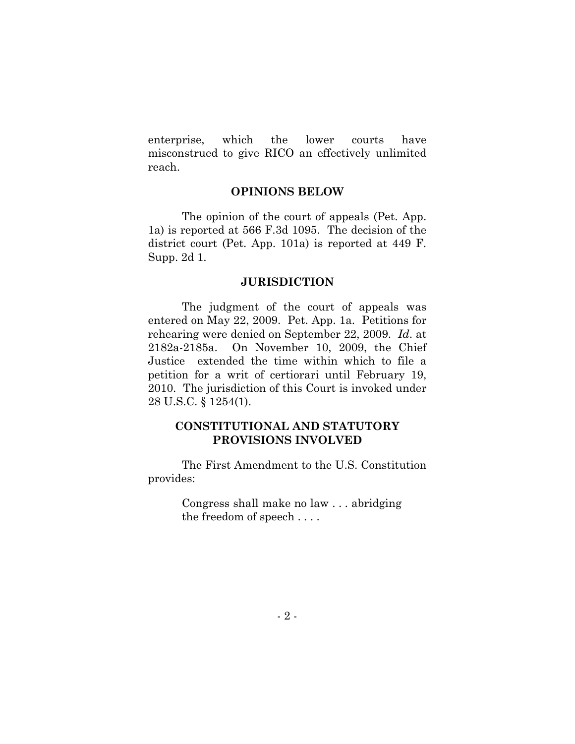enterprise, which the lower courts have misconstrued to give RICO an effectively unlimited reach.

## OPINIONS BELOW

The opinion of the court of appeals (Pet. App. 1a) is reported at 566 F.3d 1095. The decision of the district court (Pet. App. 101a) is reported at 449 F. Supp. 2d 1.

## JURISDICTION

The judgment of the court of appeals was entered on May 22, 2009. Pet. App. 1a. Petitions for rehearing were denied on September 22, 2009. *Id*. at 2182a-2185a. On November 10, 2009, the Chief Justice extended the time within which to file a petition for a writ of certiorari until February 19, 2010. The jurisdiction of this Court is invoked under 28 U.S.C. § 1254(1).

## CONSTITUTIONAL AND STATUTORY PROVISIONS INVOLVED

The First Amendment to the U.S. Constitution provides:

> Congress shall make no law . . . abridging the freedom of speech . . . .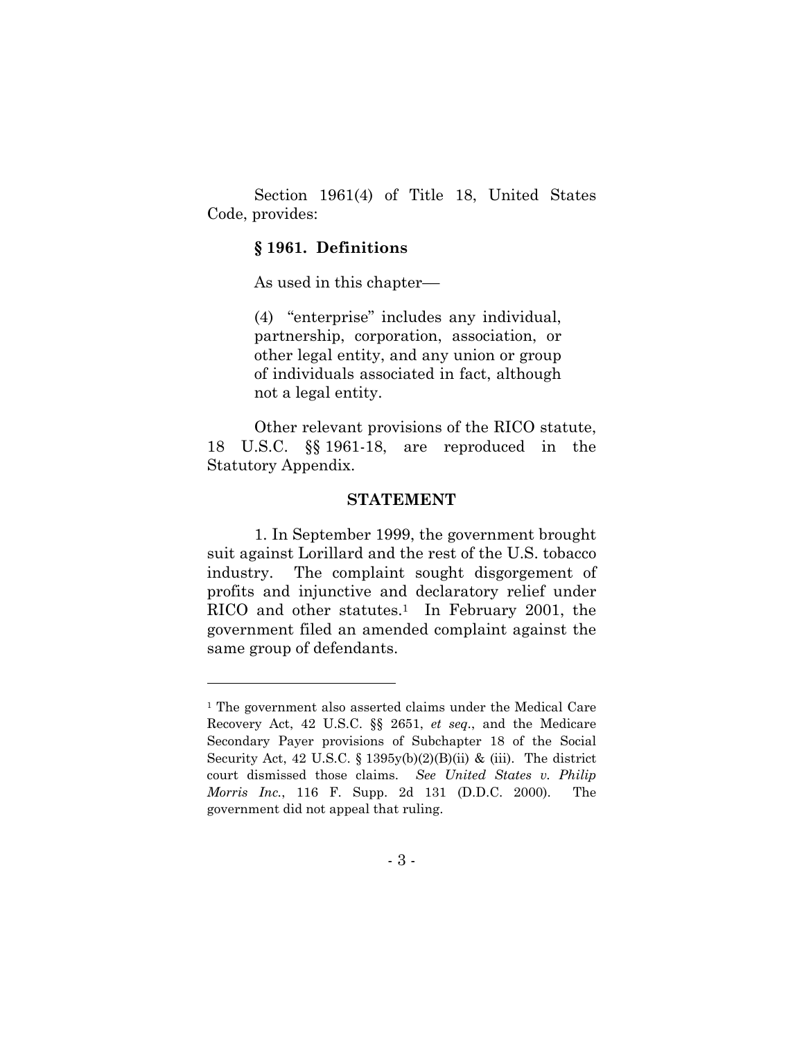Section 1961(4) of Title 18, United States Code, provides:

> **§ 1961. Definitions**
>
> As used in this chapter—
>
> (4) "enterprise" includes any individual, partnership, corporation, association, or other legal entity, and any union or group of individuals associated in fact, although not a legal entity.

Other relevant provisions of the RICO statute, 18 U.S.C. §§ 1961-18, are reproduced in the Statutory Appendix.

## STATEMENT

1. In September 1999, the government brought suit against Lorillard and the rest of the U.S. tobacco industry. The complaint sought disgorgement of profits and injunctive and declaratory relief under RICO and other statutes.[1] In February 2001, the government filed an amended complaint against the same group of defendants.

---

[1] The government also asserted claims under the Medical Care Recovery Act, 42 U.S.C. §§ 2651, *et seq*., and the Medicare Secondary Payer provisions of Subchapter 18 of the Social Security Act, 42 U.S.C. § 1395y(b)(2)(B)(ii) & (iii). The district court dismissed those claims. *See United States v. Philip Morris Inc.*, 116 F. Supp. 2d 131 (D.D.C. 2000). The government did not appeal that ruling.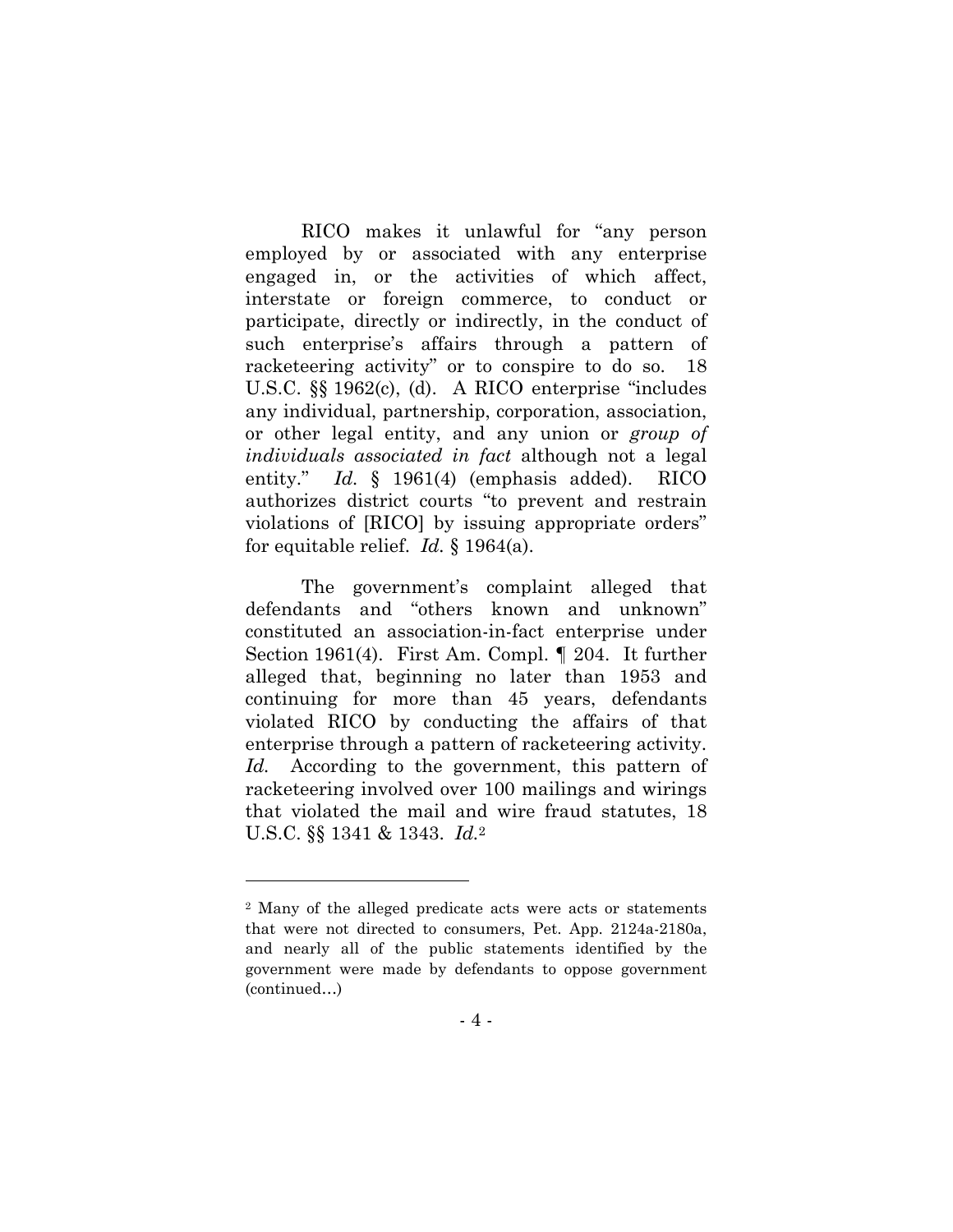RICO makes it unlawful for "any person employed by or associated with any enterprise engaged in, or the activities of which affect, interstate or foreign commerce, to conduct or participate, directly or indirectly, in the conduct of such enterprise's affairs through a pattern of racketeering activity" or to conspire to do so. 18 U.S.C. §§ 1962(c), (d). A RICO enterprise "includes any individual, partnership, corporation, association, or other legal entity, and any union or *group of individuals associated in fact* although not a legal entity." *Id.* § 1961(4) (emphasis added). RICO authorizes district courts "to prevent and restrain violations of [RICO] by issuing appropriate orders" for equitable relief. *Id.* § 1964(a).

The government's complaint alleged that defendants and "others known and unknown" constituted an association-in-fact enterprise under Section 1961(4). First Am. Compl. ¶ 204. It further alleged that, beginning no later than 1953 and continuing for more than 45 years, defendants violated RICO by conducting the affairs of that enterprise through a pattern of racketeering activity. *Id.* According to the government, this pattern of racketeering involved over 100 mailings and wirings that violated the mail and wire fraud statutes, 18 U.S.C. §§ 1341 & 1343. *Id.*[2]

---

[2] Many of the alleged predicate acts were acts or statements that were not directed to consumers, Pet. App. 2124a-2180a, and nearly all of the public statements identified by the government were made by defendants to oppose government (continued…)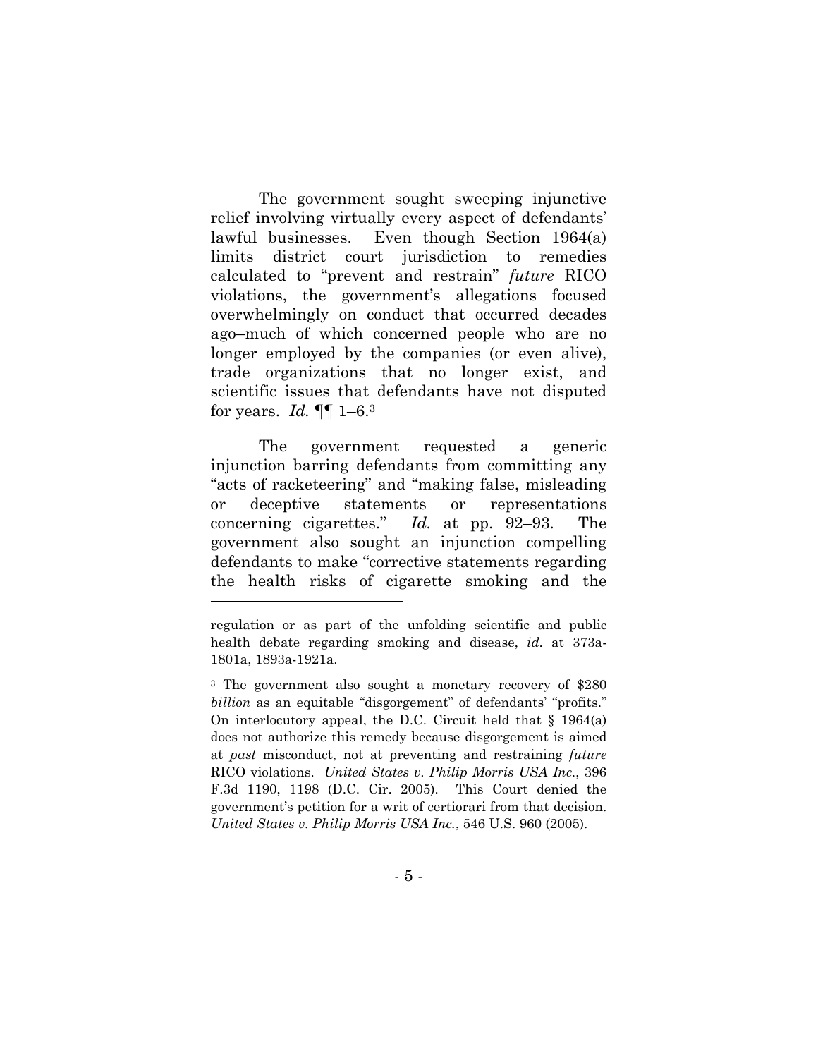The government sought sweeping injunctive relief involving virtually every aspect of defendants' lawful businesses. Even though Section 1964(a) limits district court jurisdiction to remedies calculated to "prevent and restrain" *future* RICO violations, the government's allegations focused overwhelmingly on conduct that occurred decades ago–much of which concerned people who are no longer employed by the companies (or even alive), trade organizations that no longer exist, and scientific issues that defendants have not disputed for years. *Id.* ¶¶ 1–6.[3]

The government requested a generic injunction barring defendants from committing any "acts of racketeering" and "making false, misleading or deceptive statements or representations concerning cigarettes." *Id.* at pp. 92–93. The government also sought an injunction compelling defendants to make "corrective statements regarding the health risks of cigarette smoking and the

---

regulation or as part of the unfolding scientific and public health debate regarding smoking and disease, *id.* at 373a-1801a, 1893a-1921a.

[3] The government also sought a monetary recovery of $280 *billion* as an equitable "disgorgement" of defendants' "profits." On interlocutory appeal, the D.C. Circuit held that § 1964(a) does not authorize this remedy because disgorgement is aimed at *past* misconduct, not at preventing and restraining *future* RICO violations. *United States v. Philip Morris USA Inc.*, 396 F.3d 1190, 1198 (D.C. Cir. 2005). This Court denied the government's petition for a writ of certiorari from that decision. *United States v. Philip Morris USA Inc.*, 546 U.S. 960 (2005).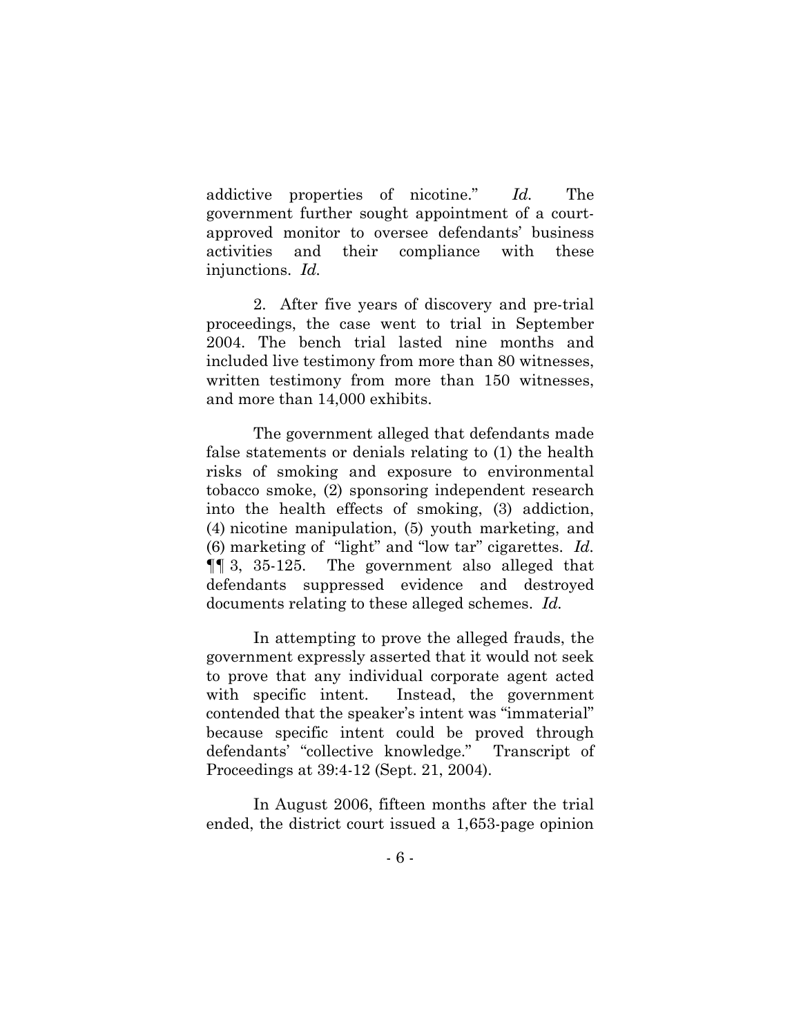addictive properties of nicotine." *Id.* The government further sought appointment of a court-approved monitor to oversee defendants' business activities and their compliance with these injunctions. *Id.*

2. After five years of discovery and pre-trial proceedings, the case went to trial in September 2004. The bench trial lasted nine months and included live testimony from more than 80 witnesses, written testimony from more than 150 witnesses, and more than 14,000 exhibits.

The government alleged that defendants made false statements or denials relating to (1) the health risks of smoking and exposure to environmental tobacco smoke, (2) sponsoring independent research into the health effects of smoking, (3) addiction, (4) nicotine manipulation, (5) youth marketing, and (6) marketing of "light" and "low tar" cigarettes. *Id.* ¶¶ 3, 35-125. The government also alleged that defendants suppressed evidence and destroyed documents relating to these alleged schemes. *Id.*

In attempting to prove the alleged frauds, the government expressly asserted that it would not seek to prove that any individual corporate agent acted with specific intent. Instead, the government contended that the speaker's intent was "immaterial" because specific intent could be proved through defendants' "collective knowledge." Transcript of Proceedings at 39:4-12 (Sept. 21, 2004).

In August 2006, fifteen months after the trial ended, the district court issued a 1,653-page opinion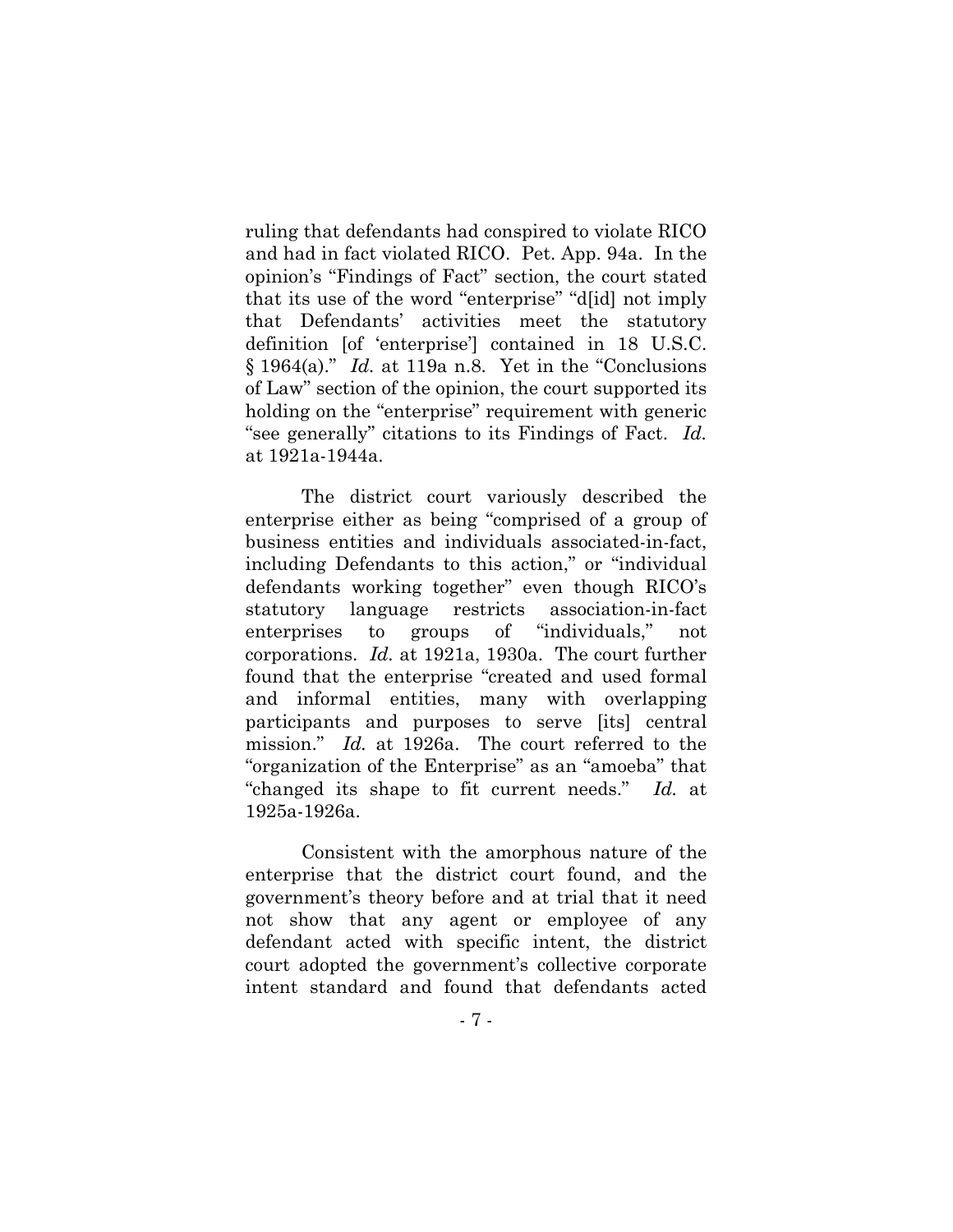ruling that defendants had conspired to violate RICO and had in fact violated RICO. Pet. App. 94a. In the opinion's "Findings of Fact" section, the court stated that its use of the word "enterprise" "d[id] not imply that Defendants' activities meet the statutory definition [of 'enterprise'] contained in 18 U.S.C. § 1964(a)." *Id.* at 119a n.8. Yet in the "Conclusions of Law" section of the opinion, the court supported its holding on the "enterprise" requirement with generic "see generally" citations to its Findings of Fact. *Id.* at 1921a-1944a.

The district court variously described the enterprise either as being "comprised of a group of business entities and individuals associated-in-fact, including Defendants to this action," or "individual defendants working together" even though RICO's statutory language restricts association-in-fact enterprises to groups of "individuals," not corporations. *Id.* at 1921a, 1930a. The court further found that the enterprise "created and used formal and informal entities, many with overlapping participants and purposes to serve [its] central mission." *Id.* at 1926a. The court referred to the "organization of the Enterprise" as an "amoeba" that "changed its shape to fit current needs." *Id.* at 1925a-1926a.

Consistent with the amorphous nature of the enterprise that the district court found, and the government's theory before and at trial that it need not show that any agent or employee of any defendant acted with specific intent, the district court adopted the government's collective corporate intent standard and found that defendants acted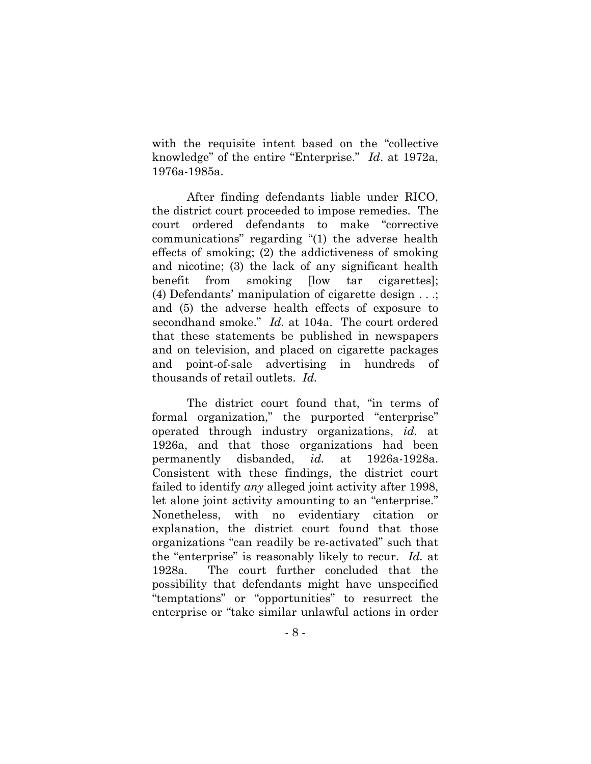with the requisite intent based on the "collective knowledge" of the entire "Enterprise." *Id*. at 1972a, 1976a-1985a.

After finding defendants liable under RICO, the district court proceeded to impose remedies. The court ordered defendants to make "corrective communications" regarding "(1) the adverse health effects of smoking; (2) the addictiveness of smoking and nicotine; (3) the lack of any significant health benefit from smoking [low tar cigarettes]; (4) Defendants' manipulation of cigarette design . . .; and (5) the adverse health effects of exposure to secondhand smoke." *Id.* at 104a. The court ordered that these statements be published in newspapers and on television, and placed on cigarette packages and point-of-sale advertising in hundreds of thousands of retail outlets. *Id.*

The district court found that, "in terms of formal organization," the purported "enterprise" operated through industry organizations, *id.* at 1926a, and that those organizations had been permanently disbanded, *id.* at 1926a-1928a. Consistent with these findings, the district court failed to identify *any* alleged joint activity after 1998, let alone joint activity amounting to an "enterprise." Nonetheless, with no evidentiary citation or explanation, the district court found that those organizations "can readily be re-activated" such that the "enterprise" is reasonably likely to recur. *Id.* at 1928a. The court further concluded that the possibility that defendants might have unspecified "temptations" or "opportunities" to resurrect the enterprise or "take similar unlawful actions in order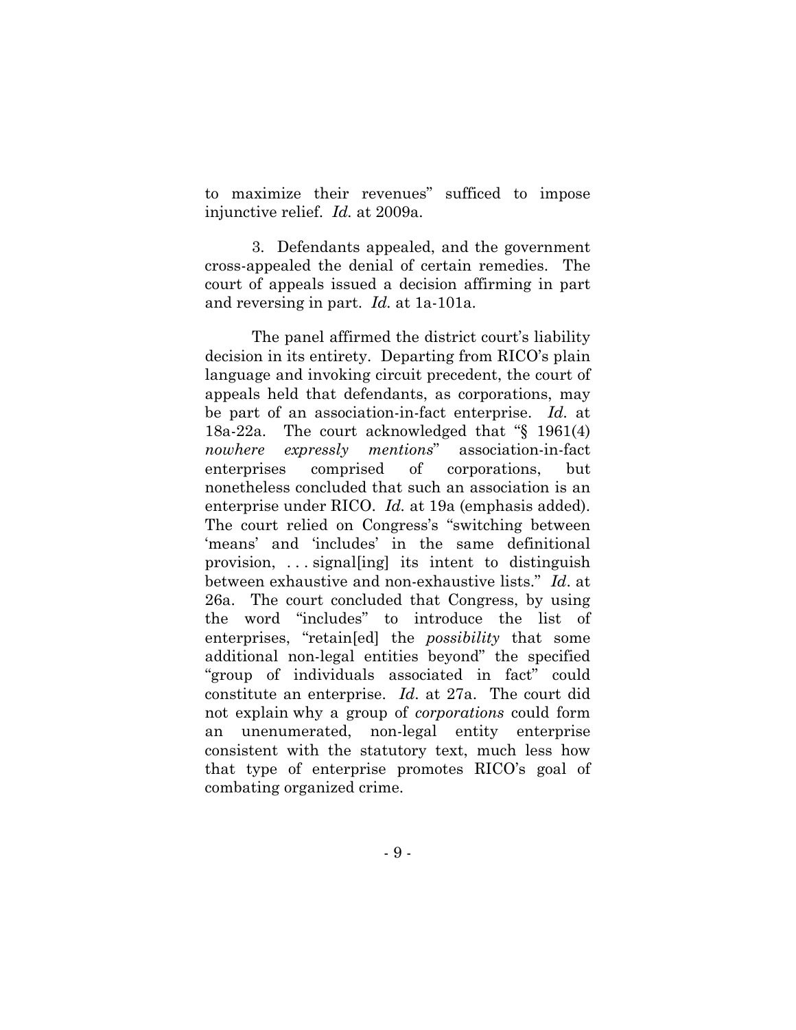to maximize their revenues" sufficed to impose injunctive relief. *Id.* at 2009a.

3. Defendants appealed, and the government cross-appealed the denial of certain remedies. The court of appeals issued a decision affirming in part and reversing in part. *Id.* at 1a-101a.

The panel affirmed the district court's liability decision in its entirety. Departing from RICO's plain language and invoking circuit precedent, the court of appeals held that defendants, as corporations, may be part of an association-in-fact enterprise. *Id.* at 18a-22a. The court acknowledged that "§ 1961(4) *nowhere expressly mentions*" association-in-fact enterprises comprised of corporations, but nonetheless concluded that such an association is an enterprise under RICO. *Id.* at 19a (emphasis added). The court relied on Congress's "switching between 'means' and 'includes' in the same definitional provision, . . . signal[ing] its intent to distinguish between exhaustive and non-exhaustive lists." *Id*. at 26a. The court concluded that Congress, by using the word "includes" to introduce the list of enterprises, "retain[ed] the *possibility* that some additional non-legal entities beyond" the specified "group of individuals associated in fact" could constitute an enterprise. *Id*. at 27a. The court did not explain why a group of *corporations* could form an unenumerated, non-legal entity enterprise consistent with the statutory text, much less how that type of enterprise promotes RICO's goal of combating organized crime.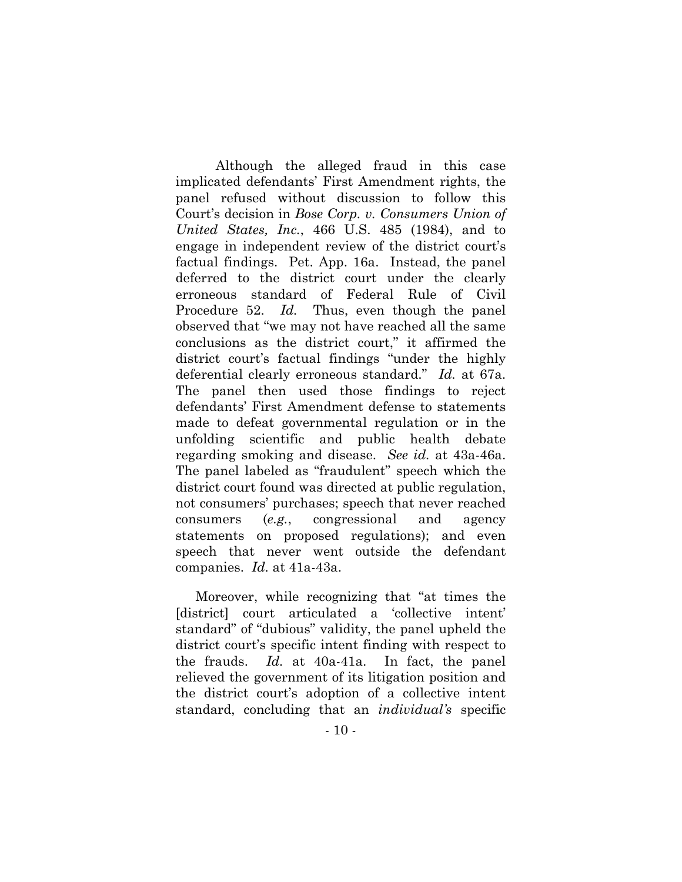Although the alleged fraud in this case implicated defendants' First Amendment rights, the panel refused without discussion to follow this Court's decision in *Bose Corp. v. Consumers Union of United States, Inc.*, 466 U.S. 485 (1984), and to engage in independent review of the district court's factual findings. Pet. App. 16a. Instead, the panel deferred to the district court under the clearly erroneous standard of Federal Rule of Civil Procedure 52. *Id.* Thus, even though the panel observed that "we may not have reached all the same conclusions as the district court," it affirmed the district court's factual findings "under the highly deferential clearly erroneous standard." *Id.* at 67a. The panel then used those findings to reject defendants' First Amendment defense to statements made to defeat governmental regulation or in the unfolding scientific and public health debate regarding smoking and disease. *See id.* at 43a-46a. The panel labeled as "fraudulent" speech which the district court found was directed at public regulation, not consumers' purchases; speech that never reached consumers (*e.g.*, congressional and agency statements on proposed regulations); and even speech that never went outside the defendant companies. *Id.* at 41a-43a.

Moreover, while recognizing that "at times the [district] court articulated a 'collective intent' standard" of "dubious" validity, the panel upheld the district court's specific intent finding with respect to the frauds. *Id.* at 40a-41a. In fact, the panel relieved the government of its litigation position and the district court's adoption of a collective intent standard, concluding that an *individual's* specific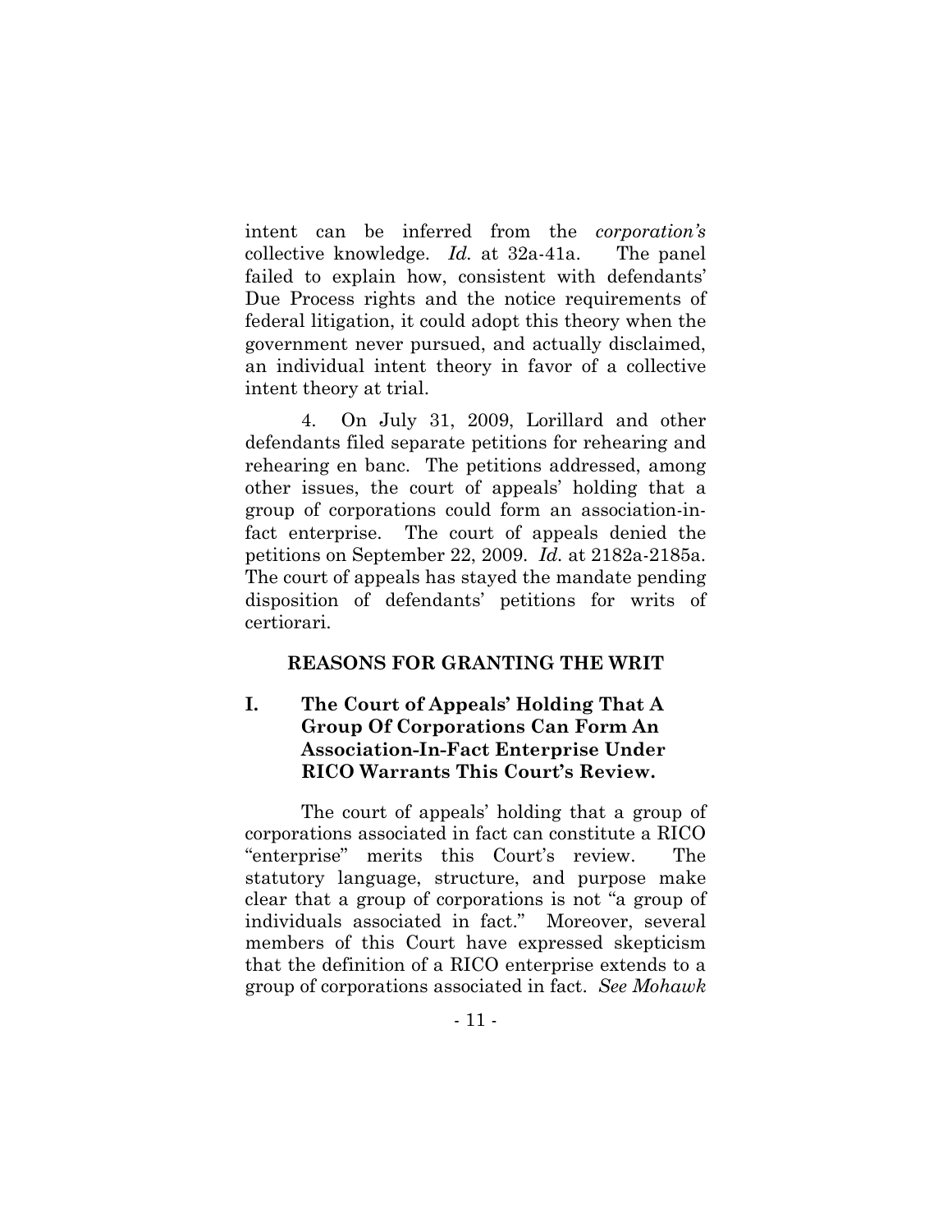intent can be inferred from the *corporation's* collective knowledge. *Id.* at 32a-41a. The panel failed to explain how, consistent with defendants' Due Process rights and the notice requirements of federal litigation, it could adopt this theory when the government never pursued, and actually disclaimed, an individual intent theory in favor of a collective intent theory at trial.

4. On July 31, 2009, Lorillard and other defendants filed separate petitions for rehearing and rehearing en banc. The petitions addressed, among other issues, the court of appeals' holding that a group of corporations could form an association-in-fact enterprise. The court of appeals denied the petitions on September 22, 2009. *Id.* at 2182a-2185a. The court of appeals has stayed the mandate pending disposition of defendants' petitions for writs of certiorari.

## REASONS FOR GRANTING THE WRIT

### I. The Court of Appeals' Holding That A Group Of Corporations Can Form An Association-In-Fact Enterprise Under RICO Warrants This Court's Review.

The court of appeals' holding that a group of corporations associated in fact can constitute a RICO "enterprise" merits this Court's review. The statutory language, structure, and purpose make clear that a group of corporations is not "a group of individuals associated in fact." Moreover, several members of this Court have expressed skepticism that the definition of a RICO enterprise extends to a group of corporations associated in fact. *See Mohawk*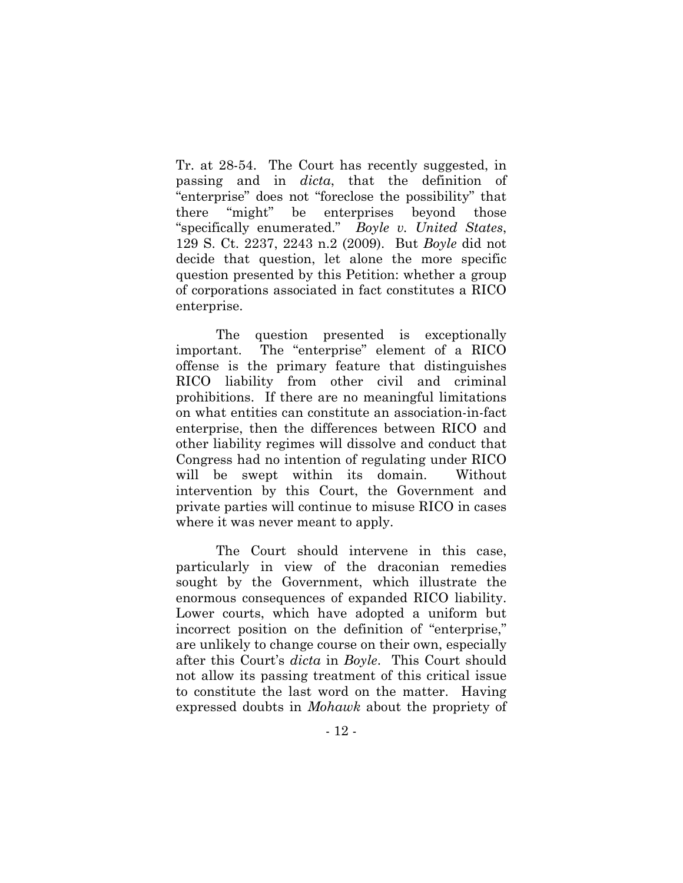Tr. at 28-54. The Court has recently suggested, in passing and in *dicta*, that the definition of "enterprise" does not "foreclose the possibility" that there "might" be enterprises beyond those "specifically enumerated." *Boyle v. United States*, 129 S. Ct. 2237, 2243 n.2 (2009). But *Boyle* did not decide that question, let alone the more specific question presented by this Petition: whether a group of corporations associated in fact constitutes a RICO enterprise.

The question presented is exceptionally important. The "enterprise" element of a RICO offense is the primary feature that distinguishes RICO liability from other civil and criminal prohibitions. If there are no meaningful limitations on what entities can constitute an association-in-fact enterprise, then the differences between RICO and other liability regimes will dissolve and conduct that Congress had no intention of regulating under RICO will be swept within its domain. Without intervention by this Court, the Government and private parties will continue to misuse RICO in cases where it was never meant to apply.

The Court should intervene in this case, particularly in view of the draconian remedies sought by the Government, which illustrate the enormous consequences of expanded RICO liability. Lower courts, which have adopted a uniform but incorrect position on the definition of "enterprise," are unlikely to change course on their own, especially after this Court's *dicta* in *Boyle*. This Court should not allow its passing treatment of this critical issue to constitute the last word on the matter. Having expressed doubts in *Mohawk* about the propriety of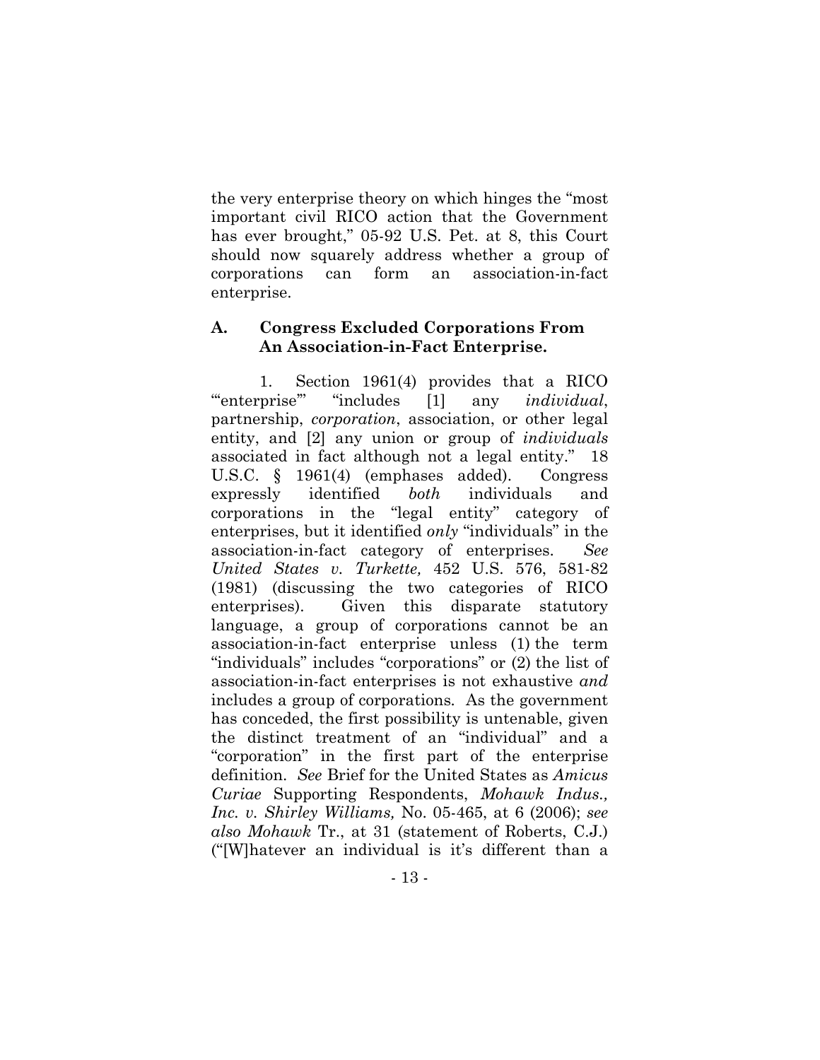the very enterprise theory on which hinges the "most important civil RICO action that the Government has ever brought," 05-92 U.S. Pet. at 8, this Court should now squarely address whether a group of corporations can form an association-in-fact enterprise.

### A. Congress Excluded Corporations From An Association-in-Fact Enterprise.

1. Section 1961(4) provides that a RICO "'enterprise'" "includes [1] any *individual*, partnership, *corporation*, association, or other legal entity, and [2] any union or group of *individuals* associated in fact although not a legal entity." 18 U.S.C. § 1961(4) (emphases added). Congress expressly identified *both* individuals and corporations in the "legal entity" category of enterprises, but it identified *only* "individuals" in the association-in-fact category of enterprises. *See United States v. Turkette,* 452 U.S. 576, 581-82 (1981) (discussing the two categories of RICO enterprises). Given this disparate statutory language, a group of corporations cannot be an association-in-fact enterprise unless (1) the term "individuals" includes "corporations" or (2) the list of association-in-fact enterprises is not exhaustive *and* includes a group of corporations. As the government has conceded, the first possibility is untenable, given the distinct treatment of an "individual" and a "corporation" in the first part of the enterprise definition. *See* Brief for the United States as *Amicus Curiae* Supporting Respondents, *Mohawk Indus., Inc. v. Shirley Williams,* No. 05-465, at 6 (2006); *see also Mohawk* Tr., at 31 (statement of Roberts, C.J.) ("[W]hatever an individual is it's different than a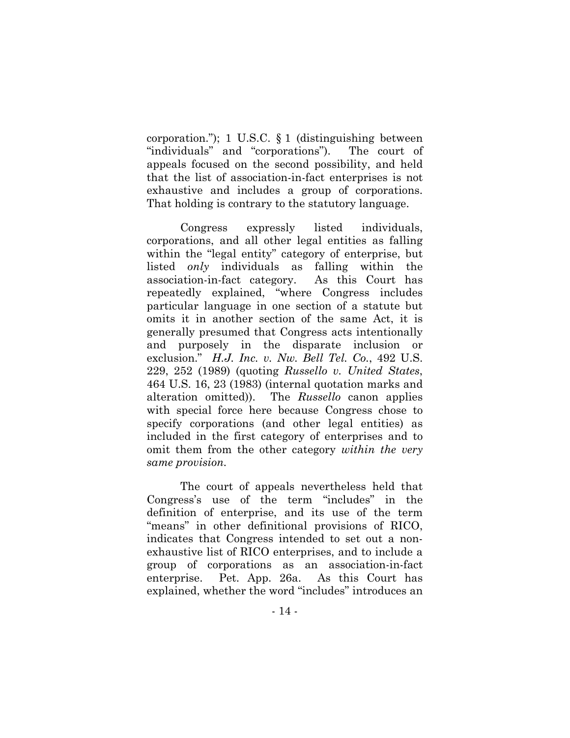corporation."); 1 U.S.C. § 1 (distinguishing between "individuals" and "corporations"). The court of appeals focused on the second possibility, and held that the list of association-in-fact enterprises is not exhaustive and includes a group of corporations. That holding is contrary to the statutory language.

Congress expressly listed individuals, corporations, and all other legal entities as falling within the "legal entity" category of enterprise, but listed *only* individuals as falling within the association-in-fact category. As this Court has repeatedly explained, "where Congress includes particular language in one section of a statute but omits it in another section of the same Act, it is generally presumed that Congress acts intentionally and purposely in the disparate inclusion or exclusion." *H.J. Inc. v. Nw. Bell Tel. Co.*, 492 U.S. 229, 252 (1989) (quoting *Russello v. United States*, 464 U.S. 16, 23 (1983) (internal quotation marks and alteration omitted)). The *Russello* canon applies with special force here because Congress chose to specify corporations (and other legal entities) as included in the first category of enterprises and to omit them from the other category *within the very same provision*.

The court of appeals nevertheless held that Congress's use of the term "includes" in the definition of enterprise, and its use of the term "means" in other definitional provisions of RICO, indicates that Congress intended to set out a non-exhaustive list of RICO enterprises, and to include a group of corporations as an association-in-fact enterprise. Pet. App. 26a. As this Court has explained, whether the word "includes" introduces an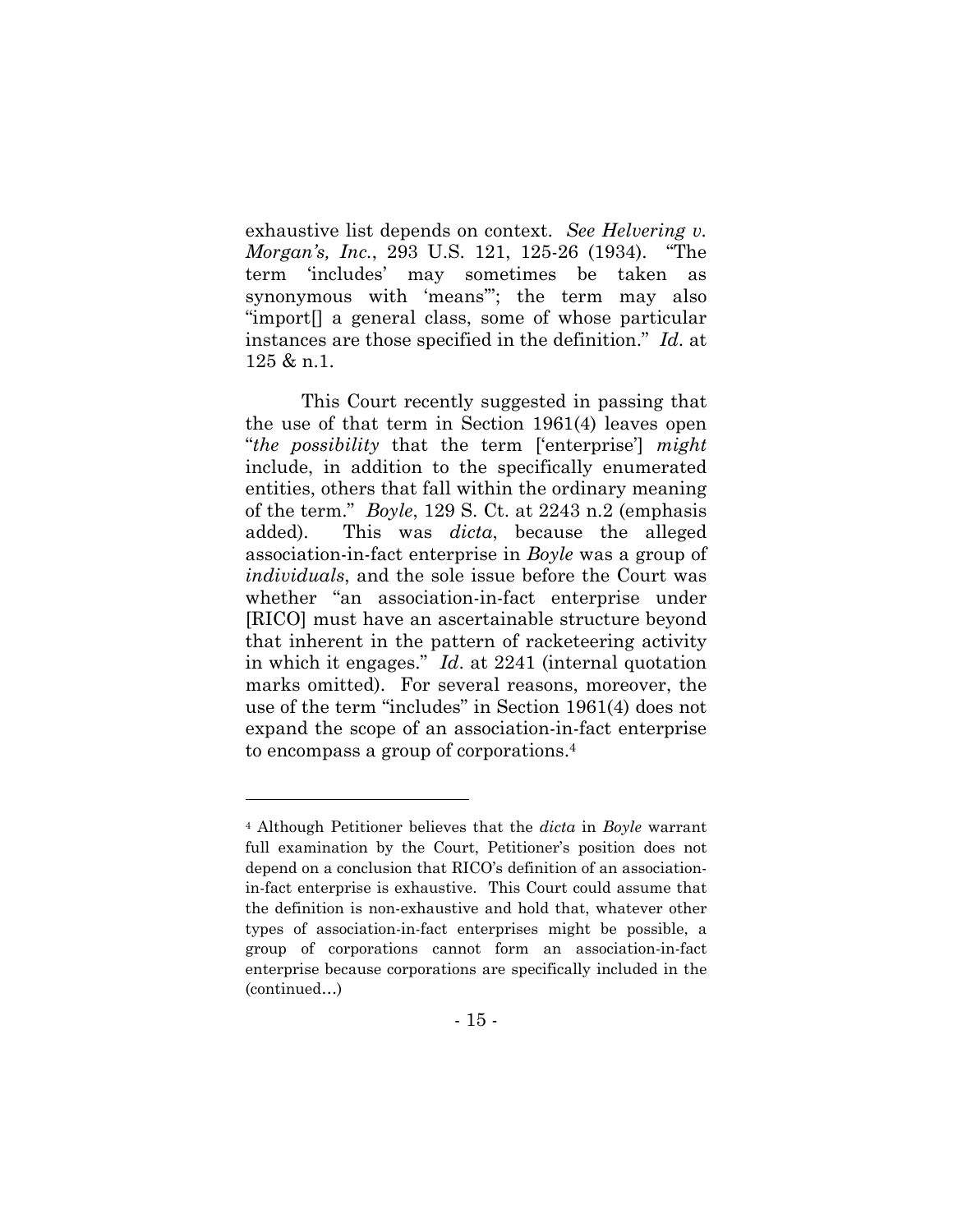exhaustive list depends on context. *See Helvering v. Morgan's, Inc.*, 293 U.S. 121, 125-26 (1934). "The term 'includes' may sometimes be taken as synonymous with 'means'"; the term may also "import[] a general class, some of whose particular instances are those specified in the definition." *Id*. at 125 & n.1.

This Court recently suggested in passing that the use of that term in Section 1961(4) leaves open "*the possibility* that the term ['enterprise'] *might* include, in addition to the specifically enumerated entities, others that fall within the ordinary meaning of the term." *Boyle*, 129 S. Ct. at 2243 n.2 (emphasis added). This was *dicta*, because the alleged association-in-fact enterprise in *Boyle* was a group of *individuals*, and the sole issue before the Court was whether "an association-in-fact enterprise under [RICO] must have an ascertainable structure beyond that inherent in the pattern of racketeering activity in which it engages." *Id*. at 2241 (internal quotation marks omitted). For several reasons, moreover, the use of the term "includes" in Section 1961(4) does not expand the scope of an association-in-fact enterprise to encompass a group of corporations.[4]

---

[4] Although Petitioner believes that the *dicta* in *Boyle* warrant full examination by the Court, Petitioner's position does not depend on a conclusion that RICO's definition of an association-in-fact enterprise is exhaustive. This Court could assume that the definition is non-exhaustive and hold that, whatever other types of association-in-fact enterprises might be possible, a group of corporations cannot form an association-in-fact enterprise because corporations are specifically included in the (continued…)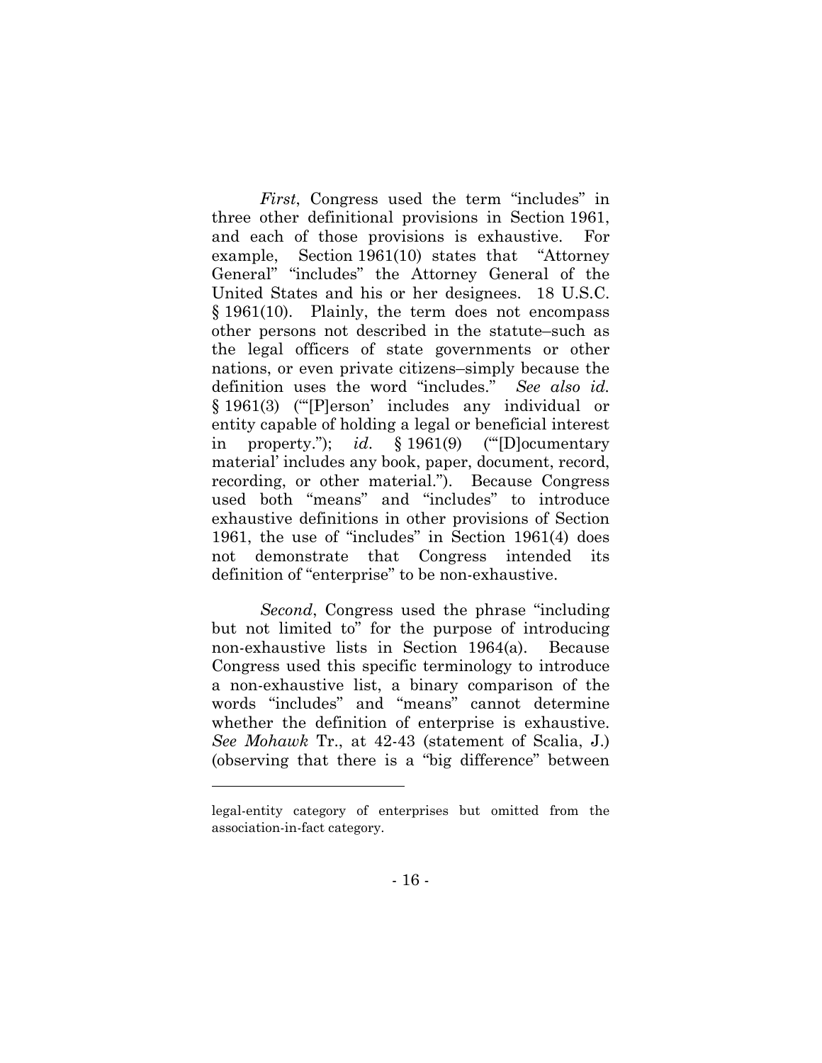*First*, Congress used the term "includes" in three other definitional provisions in Section 1961, and each of those provisions is exhaustive. For example, Section 1961(10) states that "Attorney General" "includes" the Attorney General of the United States and his or her designees. 18 U.S.C. § 1961(10). Plainly, the term does not encompass other persons not described in the statute–such as the legal officers of state governments or other nations, or even private citizens–simply because the definition uses the word "includes." *See also id.* § 1961(3) ("'[P]erson' includes any individual or entity capable of holding a legal or beneficial interest in property."); *id*. § 1961(9) ("'[D]ocumentary material' includes any book, paper, document, record, recording, or other material."). Because Congress used both "means" and "includes" to introduce exhaustive definitions in other provisions of Section 1961, the use of "includes" in Section 1961(4) does not demonstrate that Congress intended its definition of "enterprise" to be non-exhaustive.

*Second*, Congress used the phrase "including but not limited to" for the purpose of introducing non-exhaustive lists in Section 1964(a). Because Congress used this specific terminology to introduce a non-exhaustive list, a binary comparison of the words "includes" and "means" cannot determine whether the definition of enterprise is exhaustive. *See Mohawk* Tr., at 42-43 (statement of Scalia, J.) (observing that there is a "big difference" between

---

legal-entity category of enterprises but omitted from the association-in-fact category.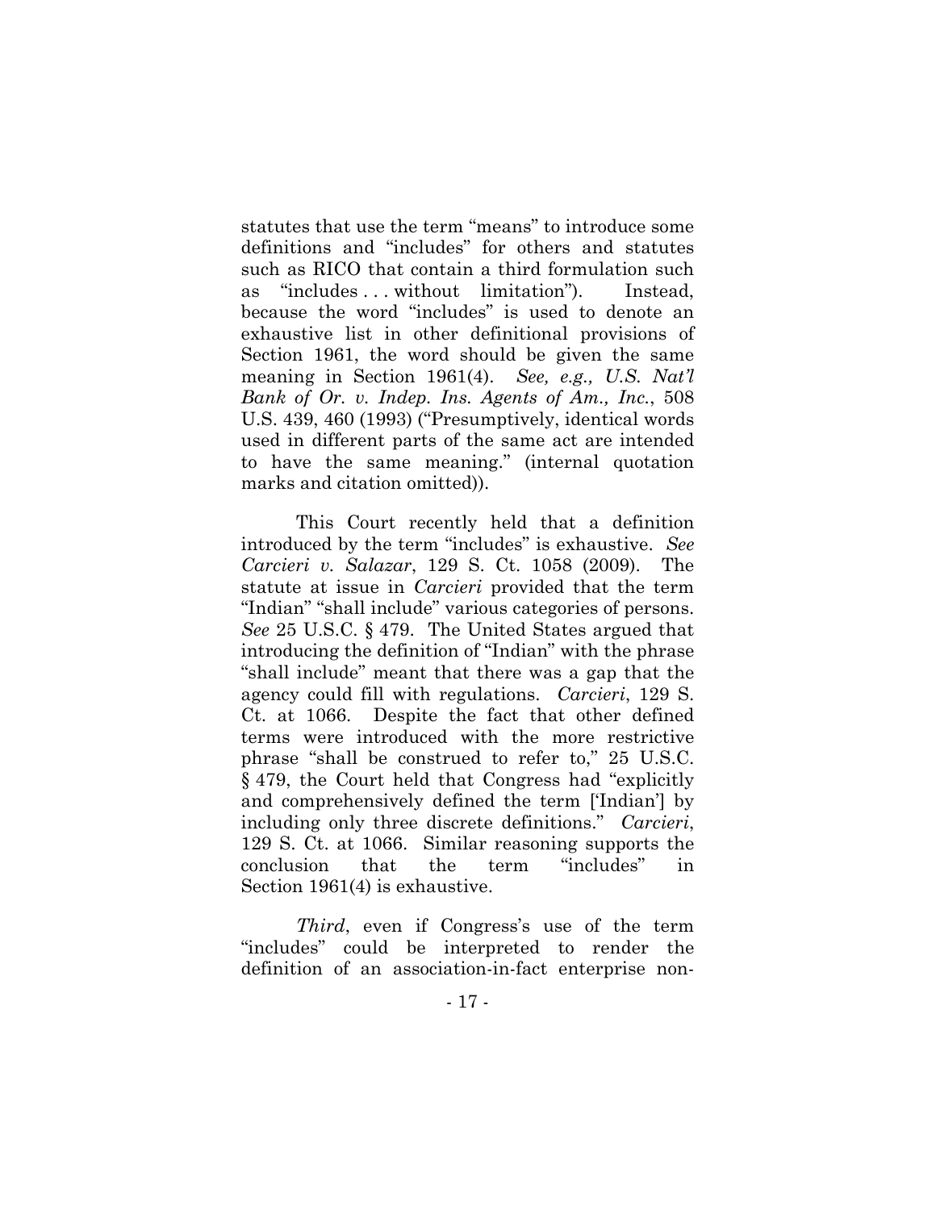statutes that use the term "means" to introduce some definitions and "includes" for others and statutes such as RICO that contain a third formulation such as "includes . . . without limitation"). Instead, because the word "includes" is used to denote an exhaustive list in other definitional provisions of Section 1961, the word should be given the same meaning in Section 1961(4). *See, e.g., U.S. Nat'l Bank of Or. v. Indep. Ins. Agents of Am., Inc.*, 508 U.S. 439, 460 (1993) ("Presumptively, identical words used in different parts of the same act are intended to have the same meaning." (internal quotation marks and citation omitted)).

This Court recently held that a definition introduced by the term "includes" is exhaustive. *See Carcieri v. Salazar*, 129 S. Ct. 1058 (2009). The statute at issue in *Carcieri* provided that the term "Indian" "shall include" various categories of persons. *See* 25 U.S.C. § 479. The United States argued that introducing the definition of "Indian" with the phrase "shall include" meant that there was a gap that the agency could fill with regulations. *Carcieri*, 129 S. Ct. at 1066. Despite the fact that other defined terms were introduced with the more restrictive phrase "shall be construed to refer to," 25 U.S.C. § 479, the Court held that Congress had "explicitly and comprehensively defined the term ['Indian'] by including only three discrete definitions." *Carcieri*, 129 S. Ct. at 1066. Similar reasoning supports the conclusion that the term "includes" in Section 1961(4) is exhaustive.

*Third*, even if Congress's use of the term "includes" could be interpreted to render the definition of an association-in-fact enterprise non-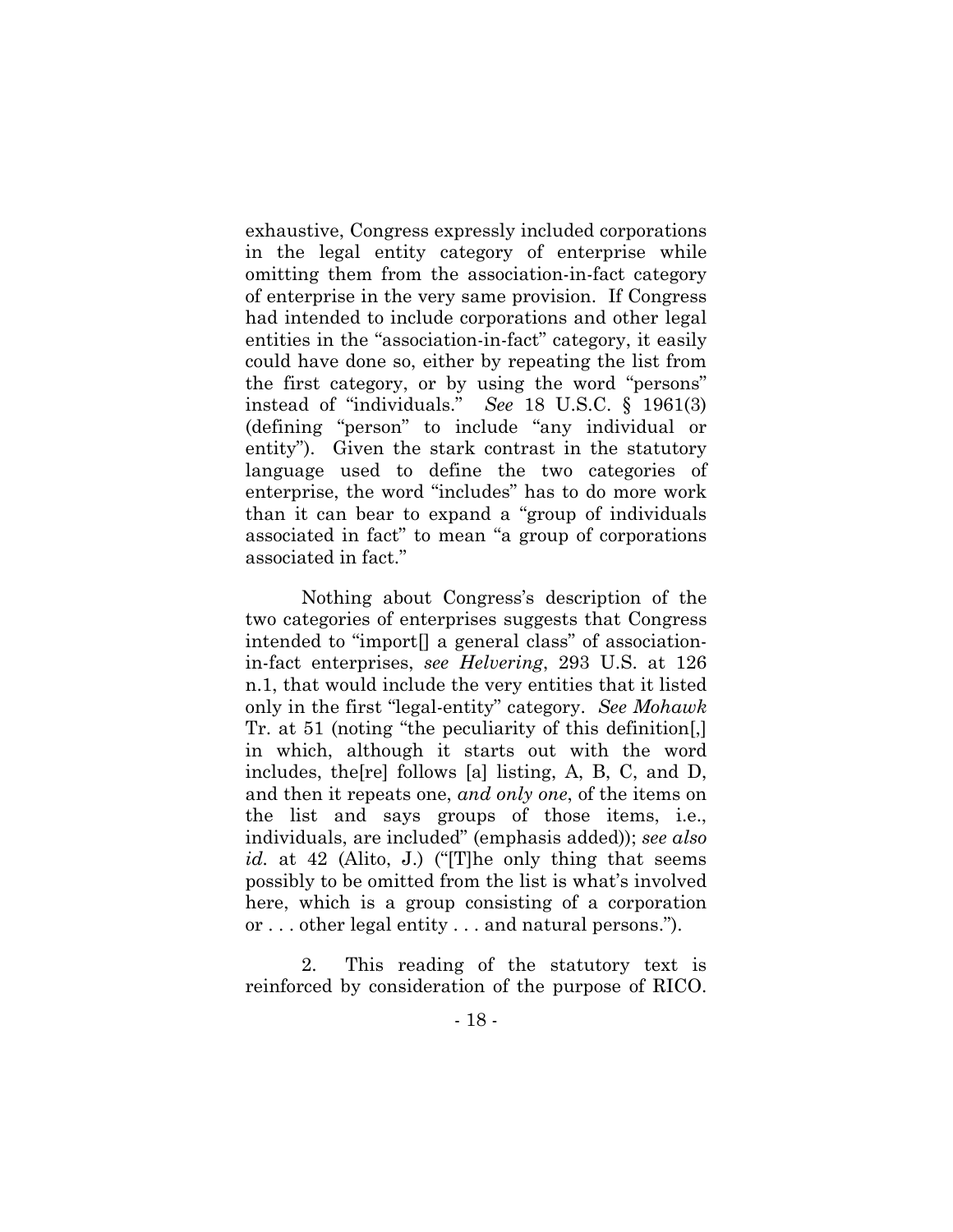exhaustive, Congress expressly included corporations in the legal entity category of enterprise while omitting them from the association-in-fact category of enterprise in the very same provision. If Congress had intended to include corporations and other legal entities in the "association-in-fact" category, it easily could have done so, either by repeating the list from the first category, or by using the word "persons" instead of "individuals." *See* 18 U.S.C. § 1961(3) (defining "person" to include "any individual or entity"). Given the stark contrast in the statutory language used to define the two categories of enterprise, the word "includes" has to do more work than it can bear to expand a "group of individuals associated in fact" to mean "a group of corporations associated in fact."

Nothing about Congress's description of the two categories of enterprises suggests that Congress intended to "import[] a general class" of association-in-fact enterprises, *see Helvering*, 293 U.S. at 126 n.1, that would include the very entities that it listed only in the first "legal-entity" category. *See Mohawk* Tr. at 51 (noting "the peculiarity of this definition[,] in which, although it starts out with the word includes, the[re] follows [a] listing, A, B, C, and D, and then it repeats one, *and only one*, of the items on the list and says groups of those items, i.e., individuals, are included" (emphasis added)); *see also id.* at 42 (Alito, J.) ("[T]he only thing that seems possibly to be omitted from the list is what's involved here, which is a group consisting of a corporation or . . . other legal entity . . . and natural persons.").

2. This reading of the statutory text is reinforced by consideration of the purpose of RICO.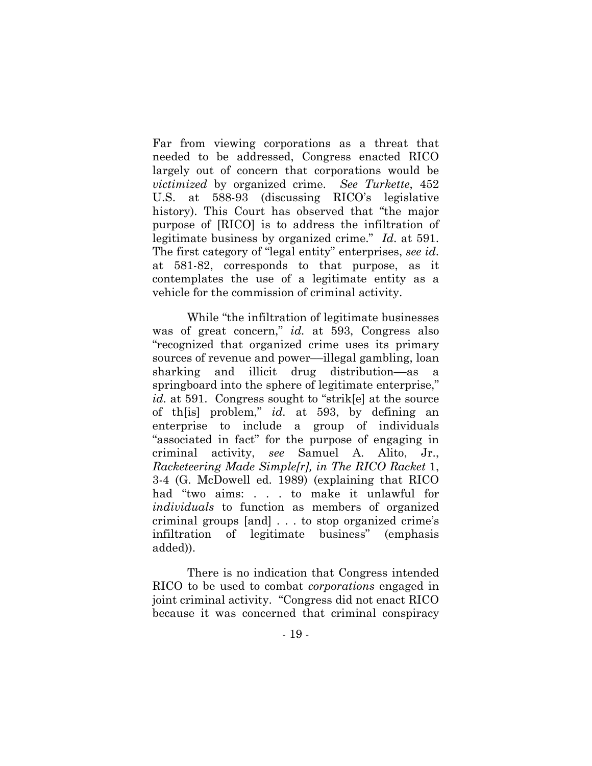Far from viewing corporations as a threat that needed to be addressed, Congress enacted RICO largely out of concern that corporations would be *victimized* by organized crime. *See Turkette*, 452 U.S. at 588-93 (discussing RICO's legislative history). This Court has observed that "the major purpose of [RICO] is to address the infiltration of legitimate business by organized crime." *Id.* at 591. The first category of "legal entity" enterprises, *see id.* at 581-82, corresponds to that purpose, as it contemplates the use of a legitimate entity as a vehicle for the commission of criminal activity.

While "the infiltration of legitimate businesses was of great concern," *id.* at 593, Congress also "recognized that organized crime uses its primary sources of revenue and power—illegal gambling, loan sharking and illicit drug distribution—as a springboard into the sphere of legitimate enterprise," *id.* at 591. Congress sought to "strik[e] at the source of th[is] problem," *id.* at 593, by defining an enterprise to include a group of individuals "associated in fact" for the purpose of engaging in criminal activity, *see* Samuel A. Alito, Jr., *Racketeering Made Simple[r], in The RICO Racket* 1, 3-4 (G. McDowell ed. 1989) (explaining that RICO had "two aims: . . . to make it unlawful for *individuals* to function as members of organized criminal groups [and] . . . to stop organized crime's infiltration of legitimate business" (emphasis added)).

There is no indication that Congress intended RICO to be used to combat *corporations* engaged in joint criminal activity. "Congress did not enact RICO because it was concerned that criminal conspiracy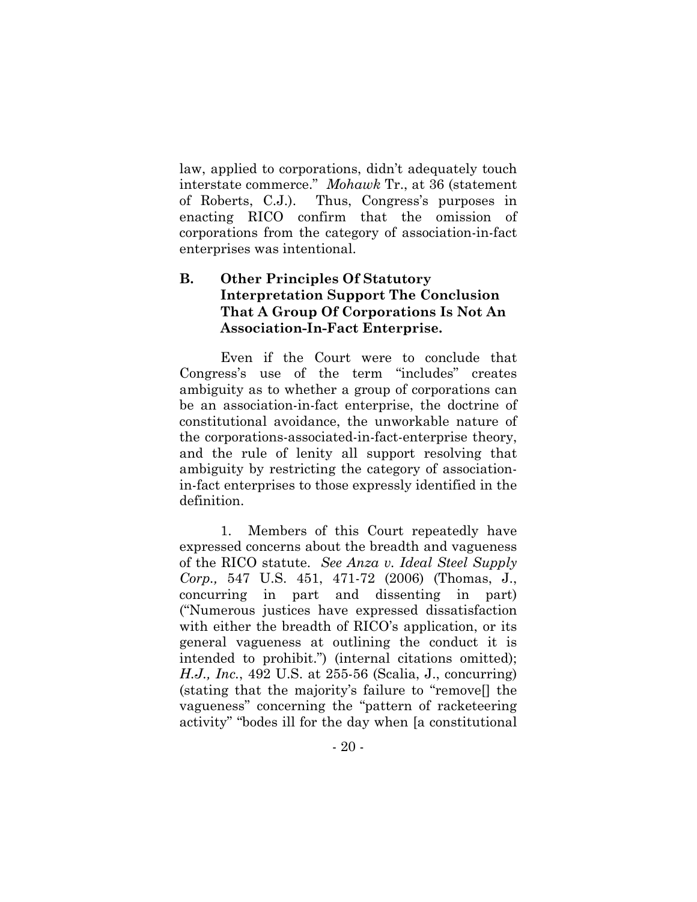law, applied to corporations, didn't adequately touch interstate commerce." *Mohawk* Tr., at 36 (statement of Roberts, C.J.). Thus, Congress's purposes in enacting RICO confirm that the omission of corporations from the category of association-in-fact enterprises was intentional.

### B. Other Principles Of Statutory Interpretation Support The Conclusion That A Group Of Corporations Is Not An Association-In-Fact Enterprise.

Even if the Court were to conclude that Congress's use of the term "includes" creates ambiguity as to whether a group of corporations can be an association-in-fact enterprise, the doctrine of constitutional avoidance, the unworkable nature of the corporations-associated-in-fact-enterprise theory, and the rule of lenity all support resolving that ambiguity by restricting the category of association-in-fact enterprises to those expressly identified in the definition.

1. Members of this Court repeatedly have expressed concerns about the breadth and vagueness of the RICO statute. *See Anza v. Ideal Steel Supply Corp.,* 547 U.S. 451, 471-72 (2006) (Thomas, J., concurring in part and dissenting in part) ("Numerous justices have expressed dissatisfaction with either the breadth of RICO's application, or its general vagueness at outlining the conduct it is intended to prohibit.") (internal citations omitted); *H.J., Inc.*, 492 U.S. at 255-56 (Scalia, J., concurring) (stating that the majority's failure to "remove[] the vagueness" concerning the "pattern of racketeering activity" "bodes ill for the day when [a constitutional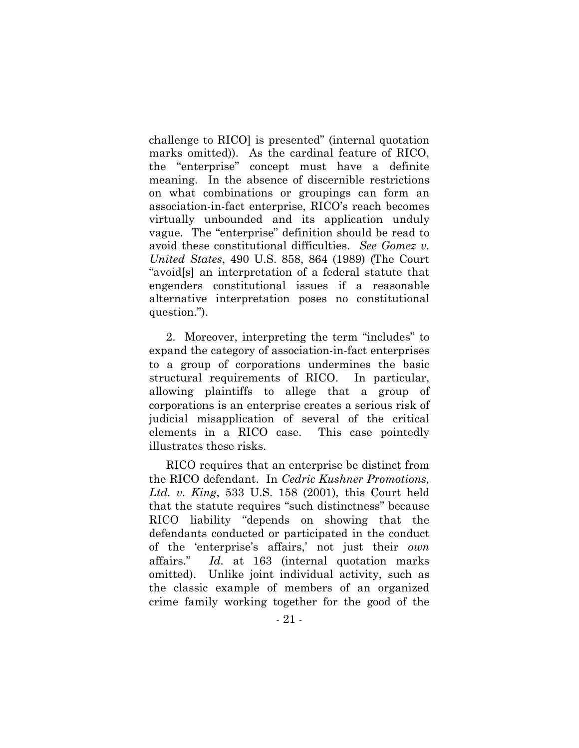challenge to RICO] is presented" (internal quotation marks omitted)). As the cardinal feature of RICO, the "enterprise" concept must have a definite meaning. In the absence of discernible restrictions on what combinations or groupings can form an association-in-fact enterprise, RICO's reach becomes virtually unbounded and its application unduly vague. The "enterprise" definition should be read to avoid these constitutional difficulties. *See Gomez v. United States*, 490 U.S. 858, 864 (1989) (The Court "avoid[s] an interpretation of a federal statute that engenders constitutional issues if a reasonable alternative interpretation poses no constitutional question.").

2. Moreover, interpreting the term "includes" to expand the category of association-in-fact enterprises to a group of corporations undermines the basic structural requirements of RICO. In particular, allowing plaintiffs to allege that a group of corporations is an enterprise creates a serious risk of judicial misapplication of several of the critical elements in a RICO case. This case pointedly illustrates these risks.

RICO requires that an enterprise be distinct from the RICO defendant. In *Cedric Kushner Promotions, Ltd. v. King*, 533 U.S. 158 (2001), this Court held that the statute requires "such distinctness" because RICO liability "depends on showing that the defendants conducted or participated in the conduct of the 'enterprise's affairs,' not just their *own* affairs." *Id.* at 163 (internal quotation marks omitted). Unlike joint individual activity, such as the classic example of members of an organized crime family working together for the good of the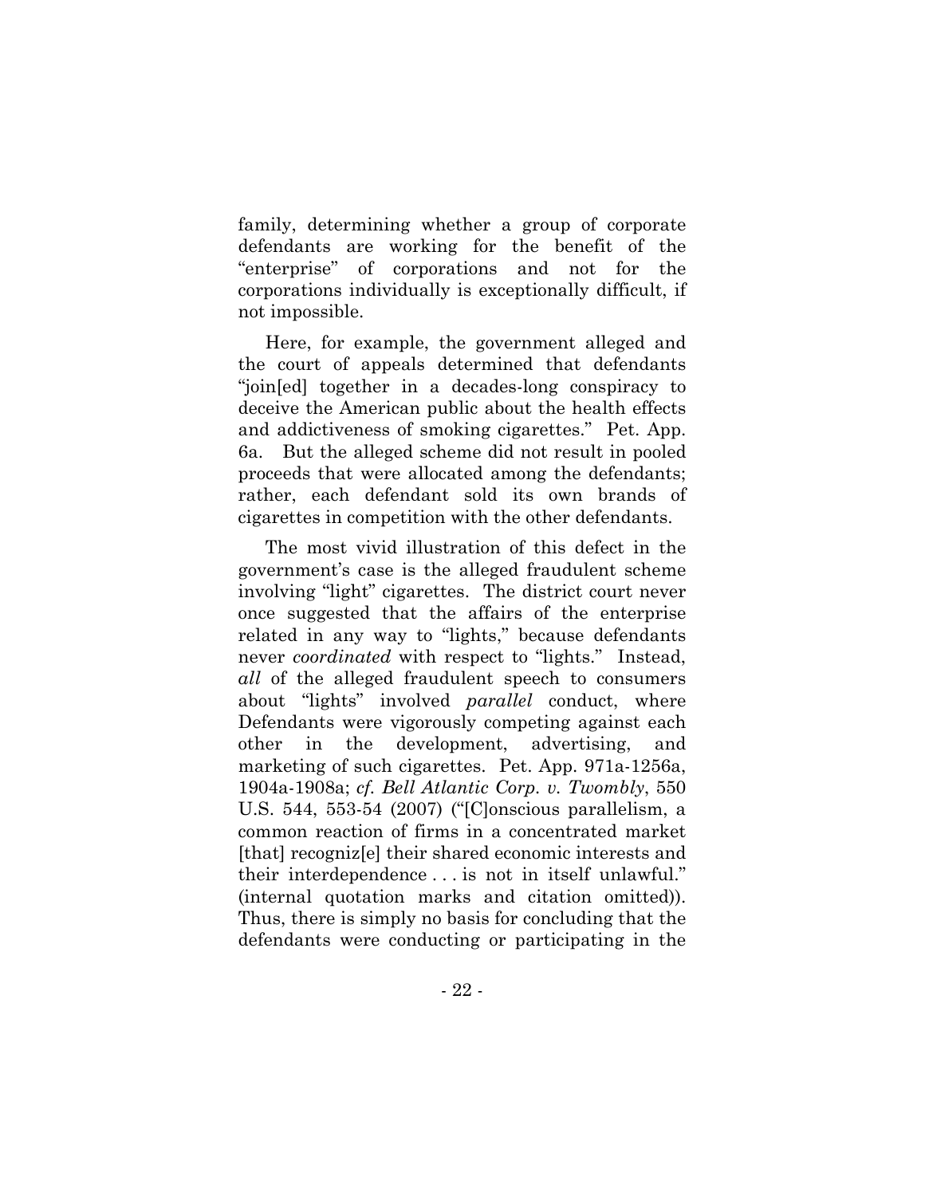family, determining whether a group of corporate defendants are working for the benefit of the "enterprise" of corporations and not for the corporations individually is exceptionally difficult, if not impossible.

Here, for example, the government alleged and the court of appeals determined that defendants "join[ed] together in a decades-long conspiracy to deceive the American public about the health effects and addictiveness of smoking cigarettes." Pet. App. 6a. But the alleged scheme did not result in pooled proceeds that were allocated among the defendants; rather, each defendant sold its own brands of cigarettes in competition with the other defendants.

The most vivid illustration of this defect in the government's case is the alleged fraudulent scheme involving "light" cigarettes. The district court never once suggested that the affairs of the enterprise related in any way to "lights," because defendants never *coordinated* with respect to "lights." Instead, *all* of the alleged fraudulent speech to consumers about "lights" involved *parallel* conduct, where Defendants were vigorously competing against each other in the development, advertising, and marketing of such cigarettes. Pet. App. 971a-1256a, 1904a-1908a; *cf. Bell Atlantic Corp. v. Twombly*, 550 U.S. 544, 553-54 (2007) ("[C]onscious parallelism, a common reaction of firms in a concentrated market [that] recogniz[e] their shared economic interests and their interdependence . . . is not in itself unlawful." (internal quotation marks and citation omitted)). Thus, there is simply no basis for concluding that the defendants were conducting or participating in the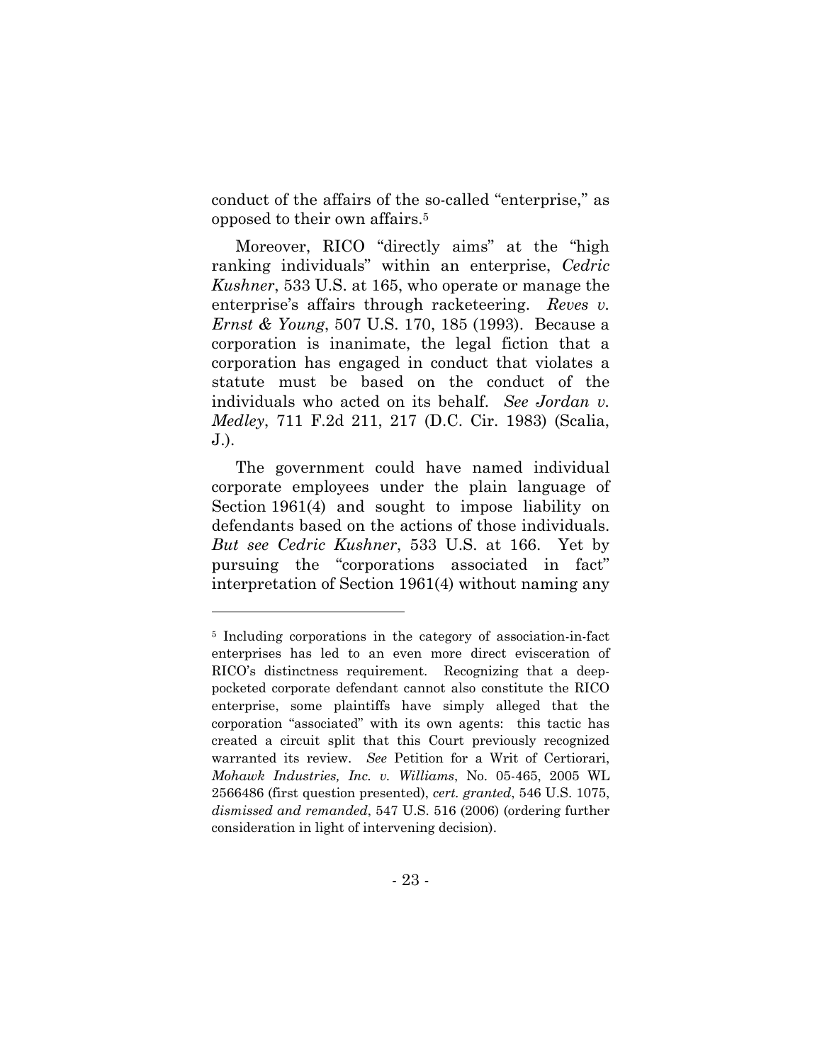conduct of the affairs of the so-called "enterprise," as opposed to their own affairs.[5]

Moreover, RICO "directly aims" at the "high ranking individuals" within an enterprise, *Cedric Kushner*, 533 U.S. at 165, who operate or manage the enterprise's affairs through racketeering. *Reves v. Ernst & Young*, 507 U.S. 170, 185 (1993). Because a corporation is inanimate, the legal fiction that a corporation has engaged in conduct that violates a statute must be based on the conduct of the individuals who acted on its behalf. *See Jordan v. Medley*, 711 F.2d 211, 217 (D.C. Cir. 1983) (Scalia, J.).

The government could have named individual corporate employees under the plain language of Section 1961(4) and sought to impose liability on defendants based on the actions of those individuals. *But see Cedric Kushner*, 533 U.S. at 166. Yet by pursuing the "corporations associated in fact" interpretation of Section 1961(4) without naming any

---

[5] Including corporations in the category of association-in-fact enterprises has led to an even more direct evisceration of RICO's distinctness requirement. Recognizing that a deep-pocketed corporate defendant cannot also constitute the RICO enterprise, some plaintiffs have simply alleged that the corporation "associated" with its own agents: this tactic has created a circuit split that this Court previously recognized warranted its review. *See* Petition for a Writ of Certiorari, *Mohawk Industries, Inc. v. Williams*, No. 05-465, 2005 WL 2566486 (first question presented), *cert. granted*, 546 U.S. 1075, *dismissed and remanded*, 547 U.S. 516 (2006) (ordering further consideration in light of intervening decision).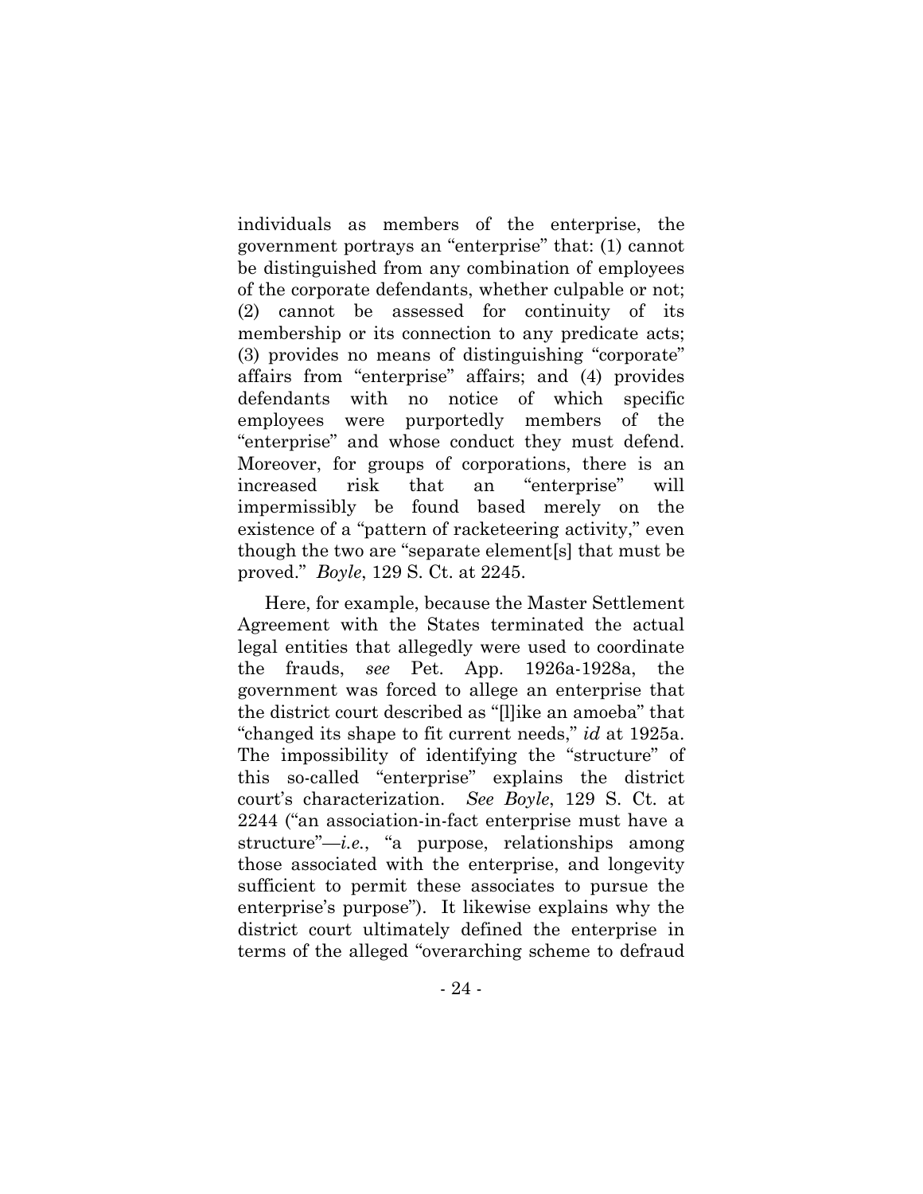individuals as members of the enterprise, the government portrays an "enterprise" that: (1) cannot be distinguished from any combination of employees of the corporate defendants, whether culpable or not; (2) cannot be assessed for continuity of its membership or its connection to any predicate acts; (3) provides no means of distinguishing "corporate" affairs from "enterprise" affairs; and (4) provides defendants with no notice of which specific employees were purportedly members of the "enterprise" and whose conduct they must defend. Moreover, for groups of corporations, there is an increased risk that an "enterprise" will impermissibly be found based merely on the existence of a "pattern of racketeering activity," even though the two are "separate element[s] that must be proved." *Boyle*, 129 S. Ct. at 2245.

Here, for example, because the Master Settlement Agreement with the States terminated the actual legal entities that allegedly were used to coordinate the frauds, *see* Pet. App. 1926a-1928a, the government was forced to allege an enterprise that the district court described as "[l]ike an amoeba" that "changed its shape to fit current needs," *id* at 1925a. The impossibility of identifying the "structure" of this so-called "enterprise" explains the district court's characterization. *See Boyle*, 129 S. Ct. at 2244 ("an association-in-fact enterprise must have a structure"—*i.e.*, "a purpose, relationships among those associated with the enterprise, and longevity sufficient to permit these associates to pursue the enterprise's purpose"). It likewise explains why the district court ultimately defined the enterprise in terms of the alleged "overarching scheme to defraud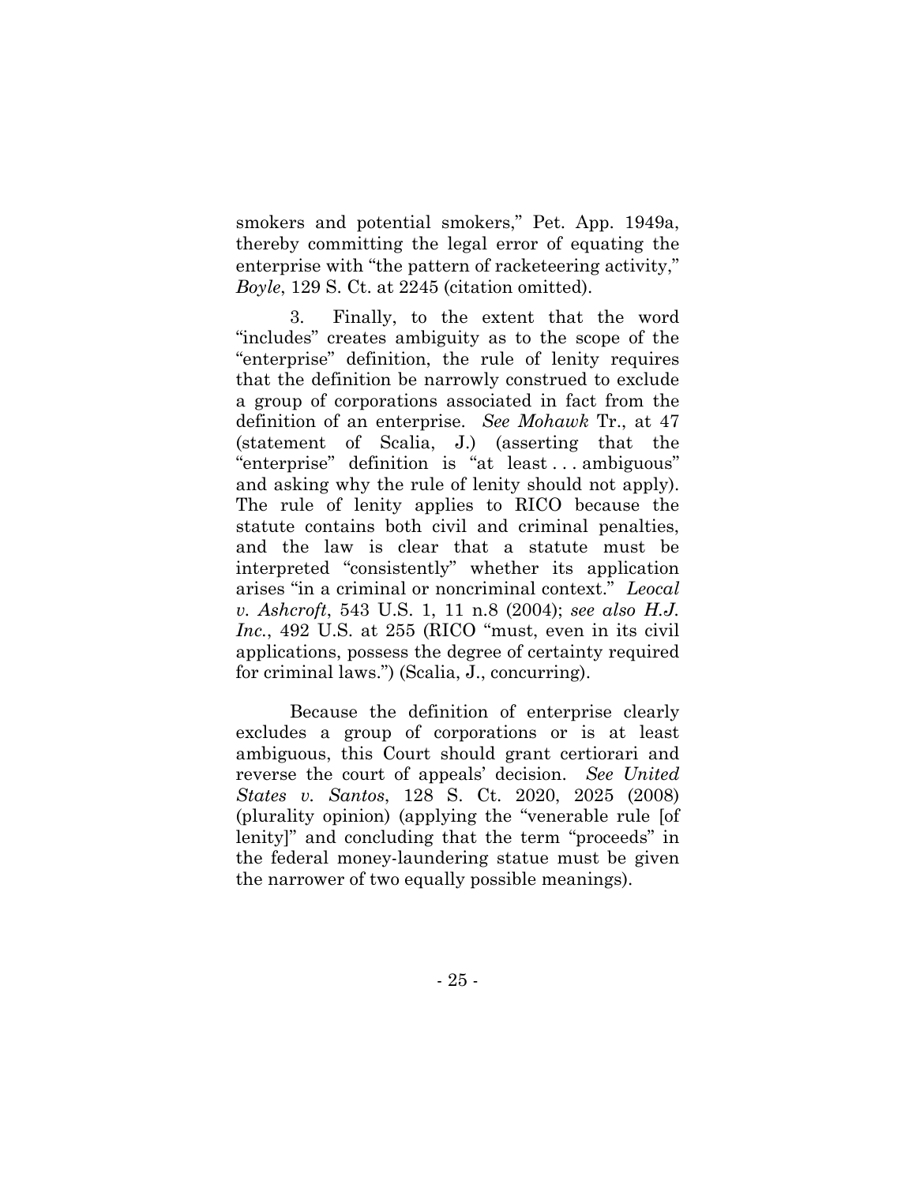smokers and potential smokers," Pet. App. 1949a, thereby committing the legal error of equating the enterprise with "the pattern of racketeering activity," *Boyle*, 129 S. Ct. at 2245 (citation omitted).

3. Finally, to the extent that the word "includes" creates ambiguity as to the scope of the "enterprise" definition, the rule of lenity requires that the definition be narrowly construed to exclude a group of corporations associated in fact from the definition of an enterprise. *See Mohawk* Tr., at 47 (statement of Scalia, J.) (asserting that the "enterprise" definition is "at least . . . ambiguous" and asking why the rule of lenity should not apply). The rule of lenity applies to RICO because the statute contains both civil and criminal penalties, and the law is clear that a statute must be interpreted "consistently" whether its application arises "in a criminal or noncriminal context." *Leocal v. Ashcroft*, 543 U.S. 1, 11 n.8 (2004); *see also H.J. Inc.*, 492 U.S. at 255 (RICO "must, even in its civil applications, possess the degree of certainty required for criminal laws.") (Scalia, J., concurring).

Because the definition of enterprise clearly excludes a group of corporations or is at least ambiguous, this Court should grant certiorari and reverse the court of appeals' decision. *See United States v. Santos*, 128 S. Ct. 2020, 2025 (2008) (plurality opinion) (applying the "venerable rule [of lenity]" and concluding that the term "proceeds" in the federal money-laundering statue must be given the narrower of two equally possible meanings).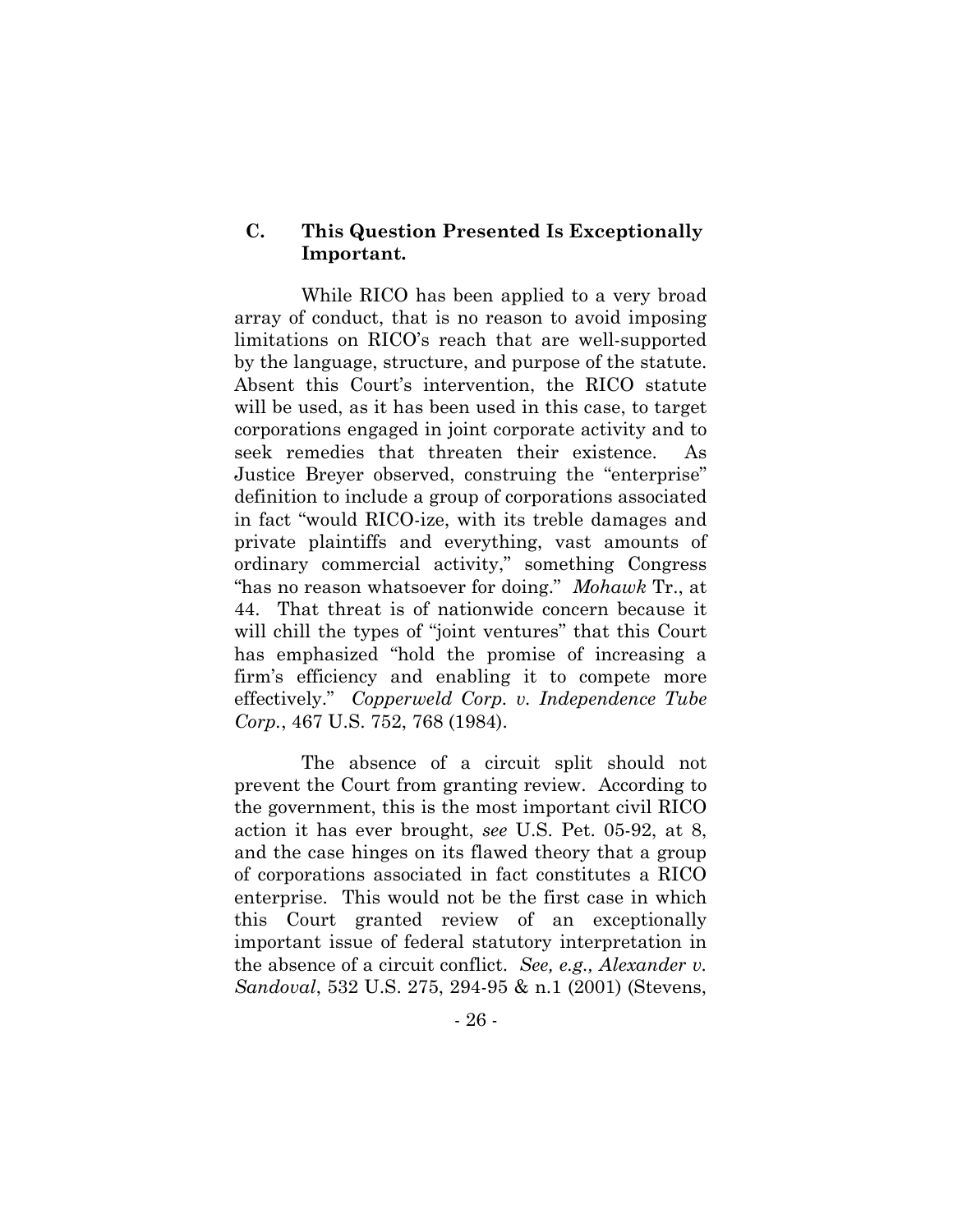### C. This Question Presented Is Exceptionally Important.

While RICO has been applied to a very broad array of conduct, that is no reason to avoid imposing limitations on RICO's reach that are well-supported by the language, structure, and purpose of the statute. Absent this Court's intervention, the RICO statute will be used, as it has been used in this case, to target corporations engaged in joint corporate activity and to seek remedies that threaten their existence. As Justice Breyer observed, construing the "enterprise" definition to include a group of corporations associated in fact "would RICO-ize, with its treble damages and private plaintiffs and everything, vast amounts of ordinary commercial activity," something Congress "has no reason whatsoever for doing." *Mohawk* Tr., at 44. That threat is of nationwide concern because it will chill the types of "joint ventures" that this Court has emphasized "hold the promise of increasing a firm's efficiency and enabling it to compete more effectively." *Copperweld Corp. v. Independence Tube Corp.*, 467 U.S. 752, 768 (1984).

The absence of a circuit split should not prevent the Court from granting review. According to the government, this is the most important civil RICO action it has ever brought, *see* U.S. Pet. 05-92, at 8, and the case hinges on its flawed theory that a group of corporations associated in fact constitutes a RICO enterprise. This would not be the first case in which this Court granted review of an exceptionally important issue of federal statutory interpretation in the absence of a circuit conflict. *See, e.g., Alexander v. Sandoval*, 532 U.S. 275, 294-95 & n.1 (2001) (Stevens,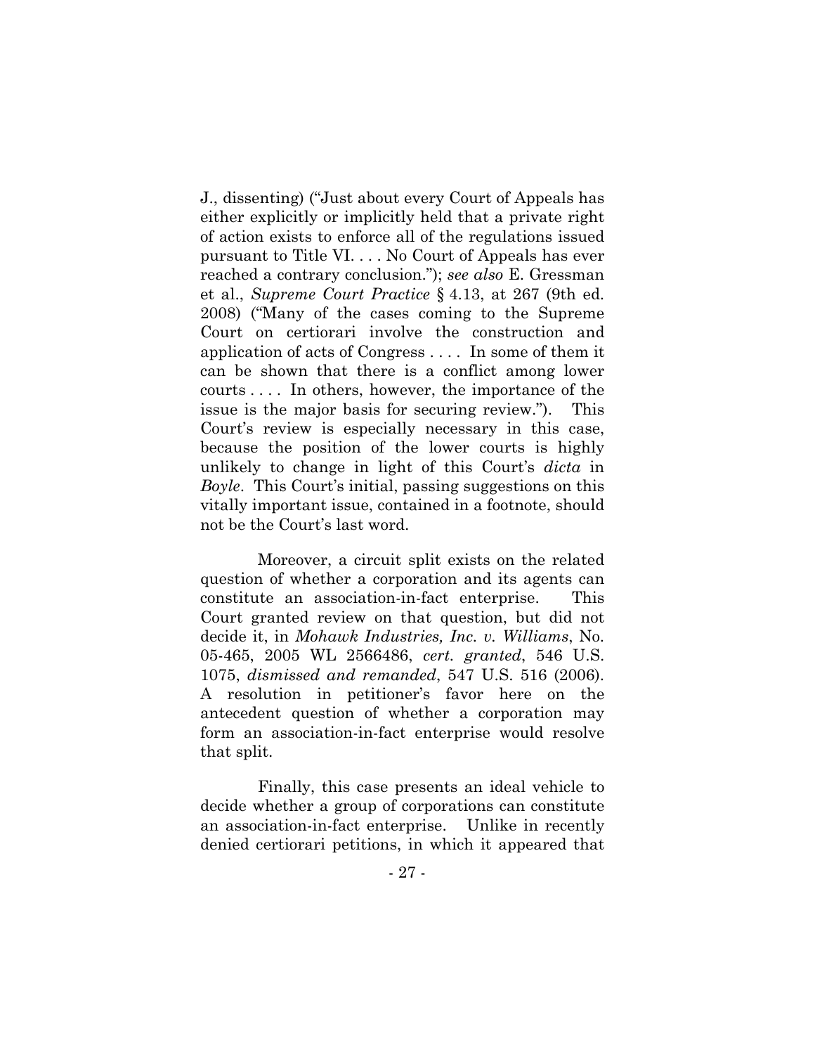J., dissenting) ("Just about every Court of Appeals has either explicitly or implicitly held that a private right of action exists to enforce all of the regulations issued pursuant to Title VI. . . . No Court of Appeals has ever reached a contrary conclusion."); *see also* E. Gressman et al., *Supreme Court Practice* § 4.13, at 267 (9th ed. 2008) ("Many of the cases coming to the Supreme Court on certiorari involve the construction and application of acts of Congress . . . . In some of them it can be shown that there is a conflict among lower courts . . . . In others, however, the importance of the issue is the major basis for securing review."). This Court's review is especially necessary in this case, because the position of the lower courts is highly unlikely to change in light of this Court's *dicta* in *Boyle*. This Court's initial, passing suggestions on this vitally important issue, contained in a footnote, should not be the Court's last word.

Moreover, a circuit split exists on the related question of whether a corporation and its agents can constitute an association-in-fact enterprise. This Court granted review on that question, but did not decide it, in *Mohawk Industries, Inc. v. Williams*, No. 05-465, 2005 WL 2566486, *cert. granted*, 546 U.S. 1075, *dismissed and remanded*, 547 U.S. 516 (2006). A resolution in petitioner's favor here on the antecedent question of whether a corporation may form an association-in-fact enterprise would resolve that split.

Finally, this case presents an ideal vehicle to decide whether a group of corporations can constitute an association-in-fact enterprise. Unlike in recently denied certiorari petitions, in which it appeared that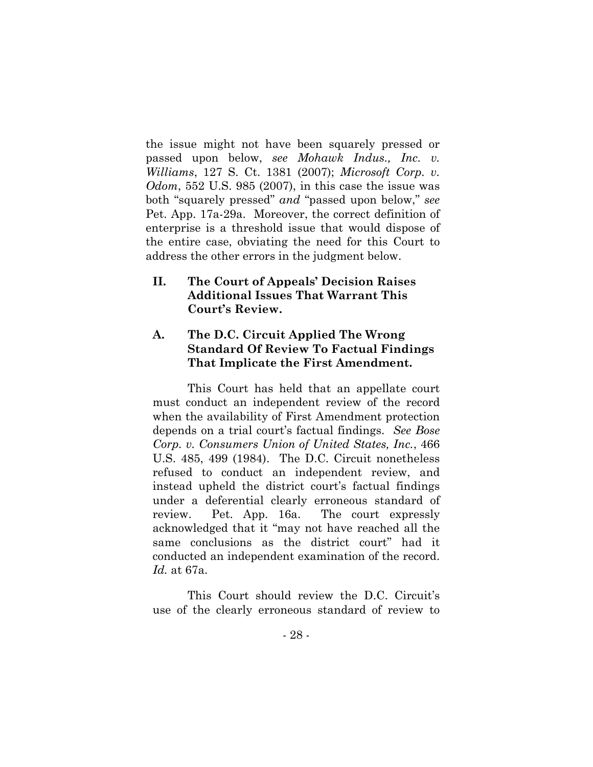the issue might not have been squarely pressed or passed upon below, *see Mohawk Indus., Inc. v. Williams*, 127 S. Ct. 1381 (2007); *Microsoft Corp. v. Odom*, 552 U.S. 985 (2007), in this case the issue was both "squarely pressed" *and* "passed upon below," *see* Pet. App. 17a-29a. Moreover, the correct definition of enterprise is a threshold issue that would dispose of the entire case, obviating the need for this Court to address the other errors in the judgment below.

## II. The Court of Appeals' Decision Raises Additional Issues That Warrant This Court's Review.

### A. The D.C. Circuit Applied The Wrong Standard Of Review To Factual Findings That Implicate the First Amendment.

This Court has held that an appellate court must conduct an independent review of the record when the availability of First Amendment protection depends on a trial court's factual findings. *See Bose Corp. v. Consumers Union of United States, Inc.*, 466 U.S. 485, 499 (1984). The D.C. Circuit nonetheless refused to conduct an independent review, and instead upheld the district court's factual findings under a deferential clearly erroneous standard of review. Pet. App. 16a. The court expressly acknowledged that it "may not have reached all the same conclusions as the district court" had it conducted an independent examination of the record. *Id.* at 67a.

This Court should review the D.C. Circuit's use of the clearly erroneous standard of review to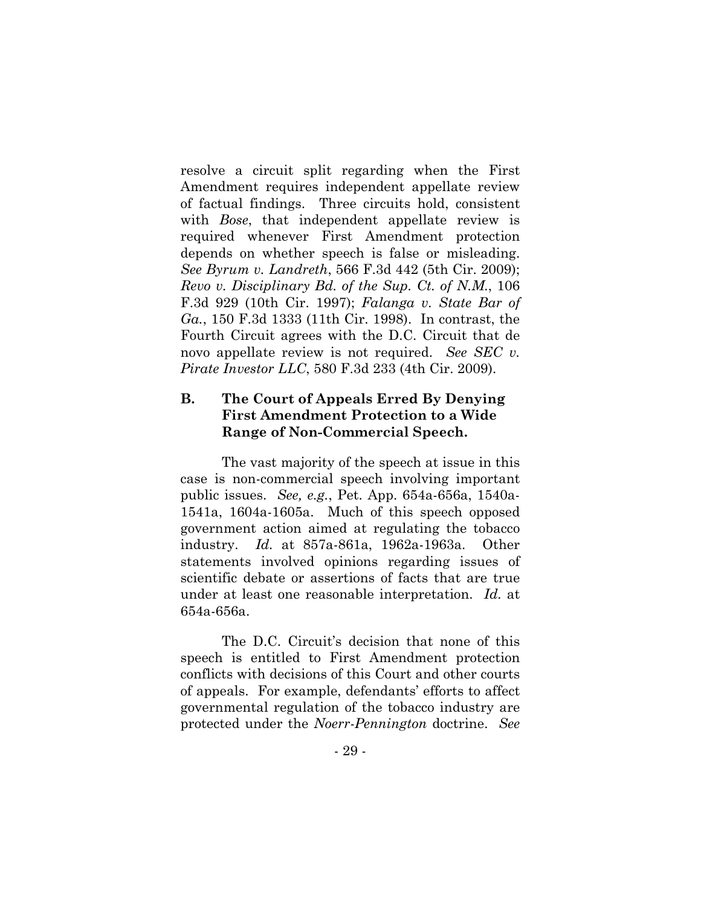resolve a circuit split regarding when the First Amendment requires independent appellate review of factual findings. Three circuits hold, consistent with *Bose*, that independent appellate review is required whenever First Amendment protection depends on whether speech is false or misleading. *See Byrum v. Landreth*, 566 F.3d 442 (5th Cir. 2009); *Revo v. Disciplinary Bd. of the Sup. Ct. of N.M.*, 106 F.3d 929 (10th Cir. 1997); *Falanga v. State Bar of Ga.*, 150 F.3d 1333 (11th Cir. 1998). In contrast, the Fourth Circuit agrees with the D.C. Circuit that de novo appellate review is not required. *See SEC v. Pirate Investor LLC*, 580 F.3d 233 (4th Cir. 2009).

### B. The Court of Appeals Erred By Denying First Amendment Protection to a Wide Range of Non-Commercial Speech.

The vast majority of the speech at issue in this case is non-commercial speech involving important public issues. *See, e.g.*, Pet. App. 654a-656a, 1540a-1541a, 1604a-1605a. Much of this speech opposed government action aimed at regulating the tobacco industry. *Id.* at 857a-861a, 1962a-1963a. Other statements involved opinions regarding issues of scientific debate or assertions of facts that are true under at least one reasonable interpretation. *Id.* at 654a-656a.

The D.C. Circuit's decision that none of this speech is entitled to First Amendment protection conflicts with decisions of this Court and other courts of appeals. For example, defendants' efforts to affect governmental regulation of the tobacco industry are protected under the *Noerr-Pennington* doctrine. *See*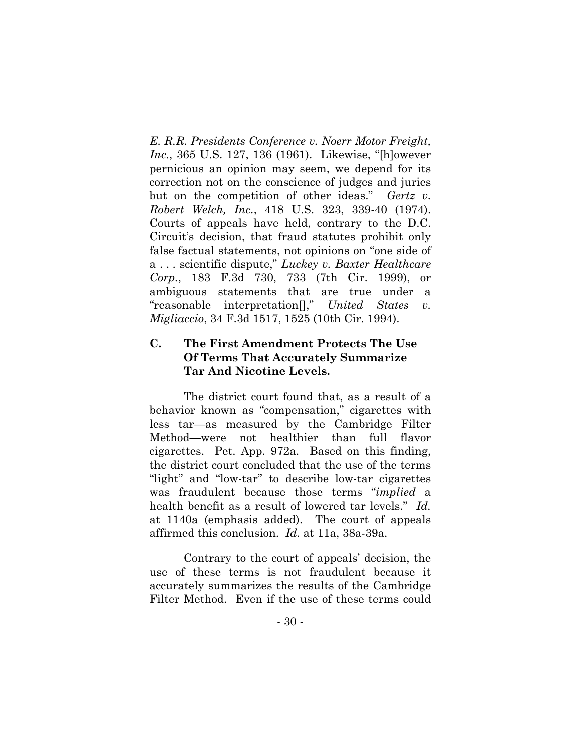*E. R.R. Presidents Conference v. Noerr Motor Freight, Inc.*, 365 U.S. 127, 136 (1961). Likewise, "[h]owever pernicious an opinion may seem, we depend for its correction not on the conscience of judges and juries but on the competition of other ideas." *Gertz v. Robert Welch, Inc.*, 418 U.S. 323, 339-40 (1974). Courts of appeals have held, contrary to the D.C. Circuit's decision, that fraud statutes prohibit only false factual statements, not opinions on "one side of a . . . scientific dispute," *Luckey v. Baxter Healthcare Corp.*, 183 F.3d 730, 733 (7th Cir. 1999), or ambiguous statements that are true under a "reasonable interpretation[]," *United States v. Migliaccio*, 34 F.3d 1517, 1525 (10th Cir. 1994).

### C. The First Amendment Protects The Use Of Terms That Accurately Summarize Tar And Nicotine Levels.

The district court found that, as a result of a behavior known as "compensation," cigarettes with less tar—as measured by the Cambridge Filter Method—were not healthier than full flavor cigarettes. Pet. App. 972a. Based on this finding, the district court concluded that the use of the terms "light" and "low-tar" to describe low-tar cigarettes was fraudulent because those terms "*implied* a health benefit as a result of lowered tar levels." *Id.* at 1140a (emphasis added). The court of appeals affirmed this conclusion. *Id.* at 11a, 38a-39a.

Contrary to the court of appeals' decision, the use of these terms is not fraudulent because it accurately summarizes the results of the Cambridge Filter Method. Even if the use of these terms could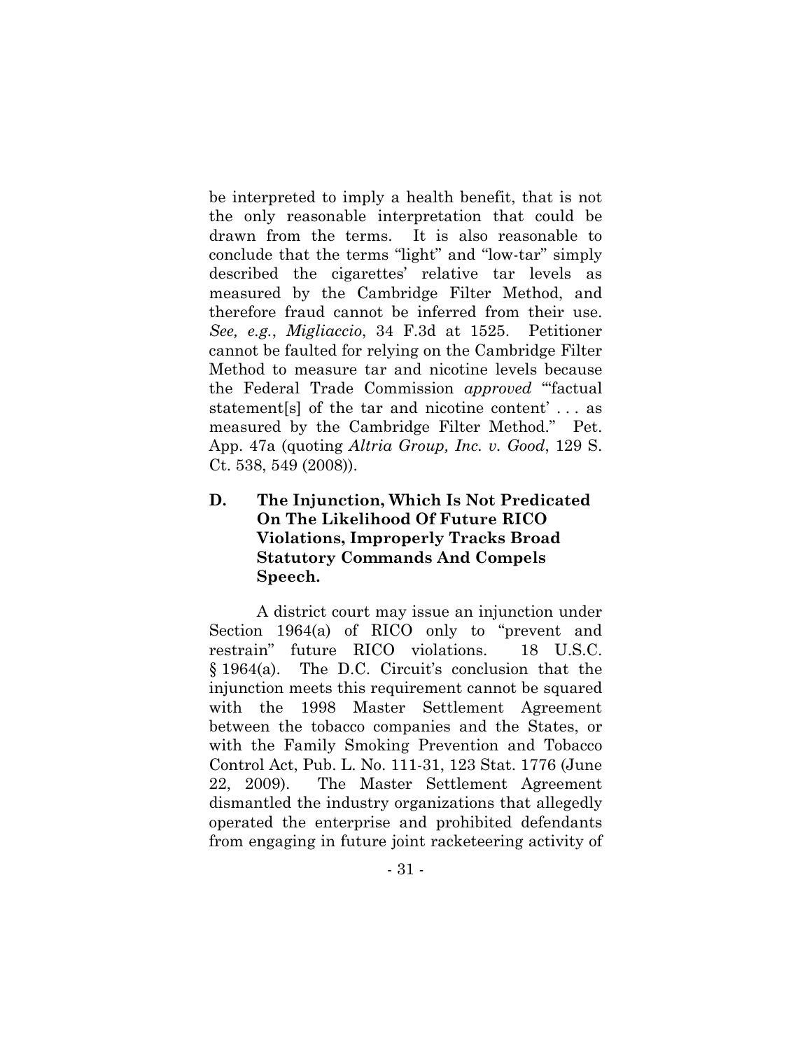be interpreted to imply a health benefit, that is not the only reasonable interpretation that could be drawn from the terms. It is also reasonable to conclude that the terms "light" and "low-tar" simply described the cigarettes' relative tar levels as measured by the Cambridge Filter Method, and therefore fraud cannot be inferred from their use. *See, e.g.*, *Migliaccio*, 34 F.3d at 1525. Petitioner cannot be faulted for relying on the Cambridge Filter Method to measure tar and nicotine levels because the Federal Trade Commission *approved* "'factual statement[s] of the tar and nicotine content' . . . as measured by the Cambridge Filter Method." Pet. App. 47a (quoting *Altria Group, Inc. v. Good*, 129 S. Ct. 538, 549 (2008)).

### D. The Injunction, Which Is Not Predicated On The Likelihood Of Future RICO Violations, Improperly Tracks Broad Statutory Commands And Compels Speech.

A district court may issue an injunction under Section 1964(a) of RICO only to "prevent and restrain" future RICO violations. 18 U.S.C. § 1964(a). The D.C. Circuit's conclusion that the injunction meets this requirement cannot be squared with the 1998 Master Settlement Agreement between the tobacco companies and the States, or with the Family Smoking Prevention and Tobacco Control Act, Pub. L. No. 111-31, 123 Stat. 1776 (June 22, 2009). The Master Settlement Agreement dismantled the industry organizations that allegedly operated the enterprise and prohibited defendants from engaging in future joint racketeering activity of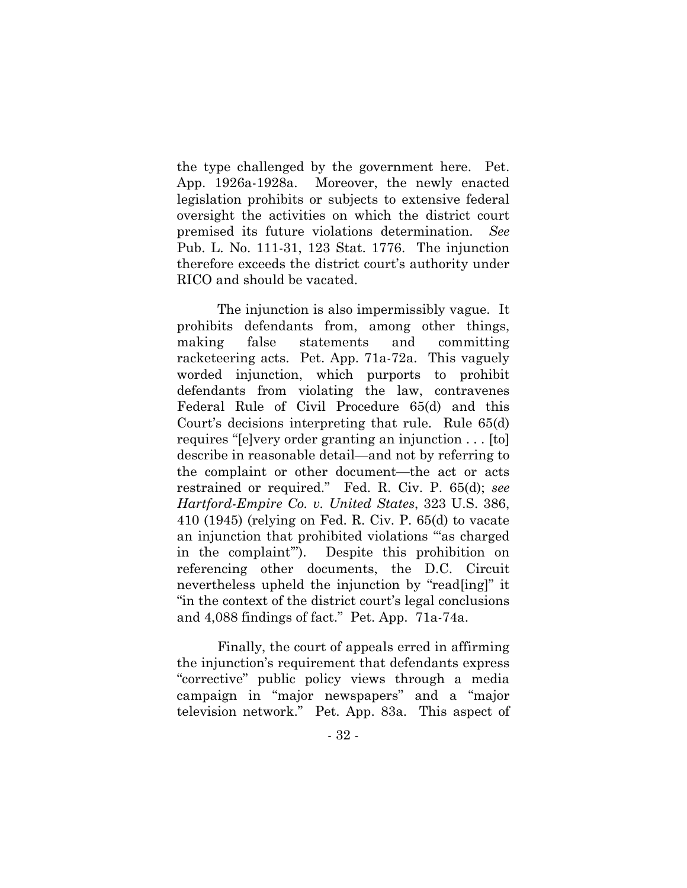the type challenged by the government here. Pet. App. 1926a-1928a. Moreover, the newly enacted legislation prohibits or subjects to extensive federal oversight the activities on which the district court premised its future violations determination. *See* Pub. L. No. 111-31, 123 Stat. 1776. The injunction therefore exceeds the district court's authority under RICO and should be vacated.

The injunction is also impermissibly vague. It prohibits defendants from, among other things, making false statements and committing racketeering acts. Pet. App. 71a-72a. This vaguely worded injunction, which purports to prohibit defendants from violating the law, contravenes Federal Rule of Civil Procedure 65(d) and this Court's decisions interpreting that rule. Rule 65(d) requires "[e]very order granting an injunction . . . [to] describe in reasonable detail—and not by referring to the complaint or other document—the act or acts restrained or required." Fed. R. Civ. P. 65(d); *see Hartford-Empire Co. v. United States*, 323 U.S. 386, 410 (1945) (relying on Fed. R. Civ. P. 65(d) to vacate an injunction that prohibited violations "'as charged in the complaint'"). Despite this prohibition on referencing other documents, the D.C. Circuit nevertheless upheld the injunction by "read[ing]" it "in the context of the district court's legal conclusions and 4,088 findings of fact." Pet. App. 71a-74a.

Finally, the court of appeals erred in affirming the injunction's requirement that defendants express "corrective" public policy views through a media campaign in "major newspapers" and a "major television network." Pet. App. 83a. This aspect of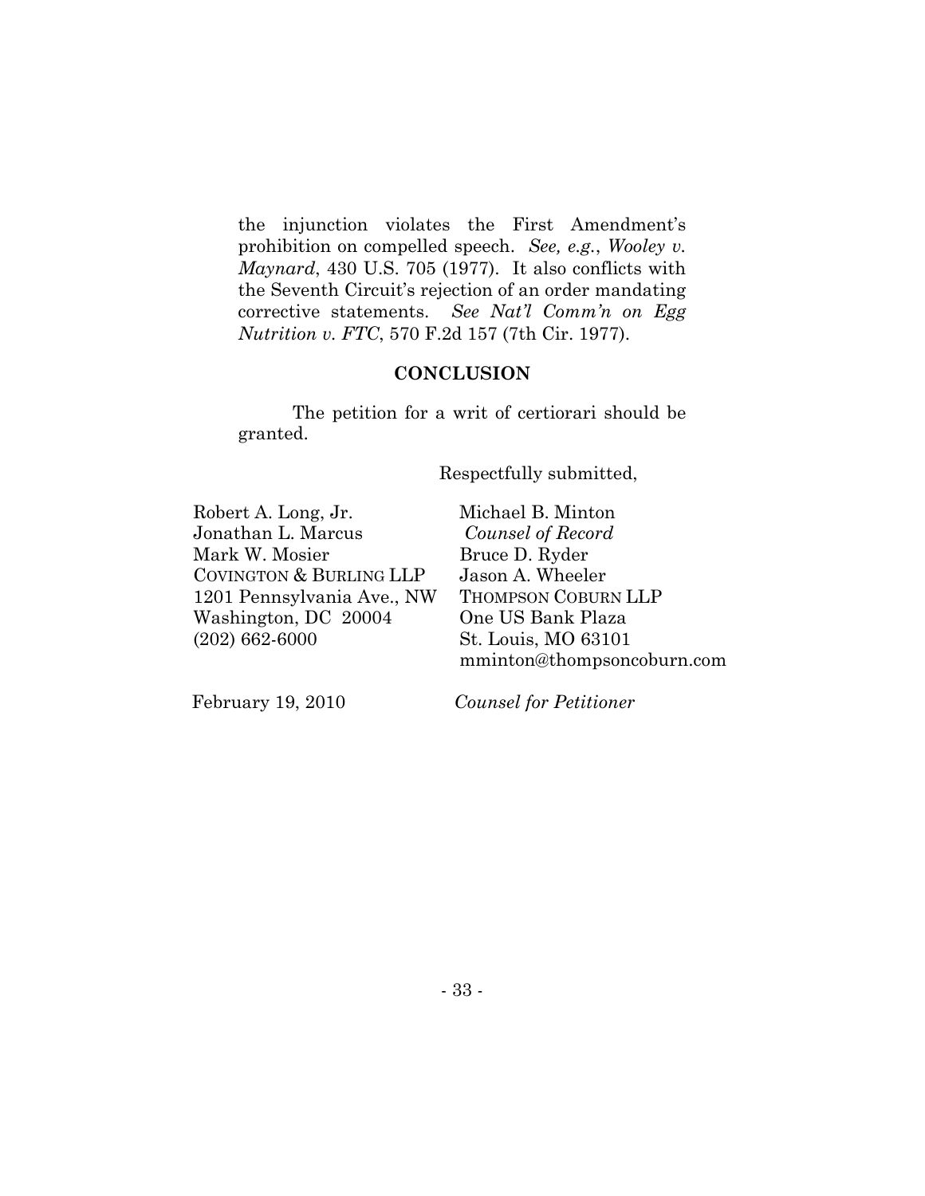the injunction violates the First Amendment's prohibition on compelled speech. *See, e.g.*, *Wooley v. Maynard*, 430 U.S. 705 (1977). It also conflicts with the Seventh Circuit's rejection of an order mandating corrective statements. *See Nat'l Comm'n on Egg Nutrition v. FTC*, 570 F.2d 157 (7th Cir. 1977).

**CONCLUSION**

The petition for a writ of certiorari should be granted.

Respectfully submitted,

Robert A. Long, Jr.
Jonathan L. Marcus
Mark W. Mosier
COVINGTON & BURLING LLP
1201 Pennsylvania Ave., NW
Washington, DC 20004
(202) 662-6000

Michael B. Minton
*Counsel of Record*
Bruce D. Ryder
Jason A. Wheeler
THOMPSON COBURN LLP
One US Bank Plaza
St. Louis, MO 63101
mminton@thompsoncoburn.com

February 19, 2010

*Counsel for Petitioner*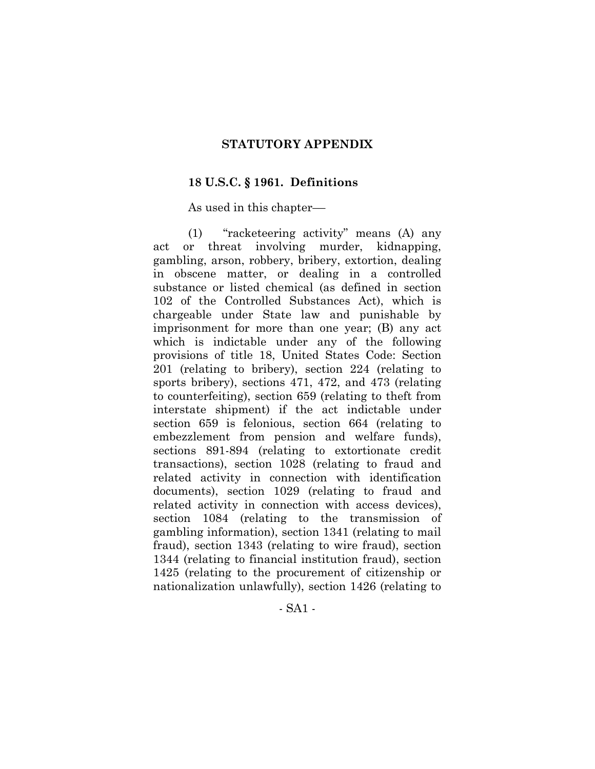## STATUTORY APPENDIX

### 18 U.S.C. § 1961. Definitions

As used in this chapter—

(1) "racketeering activity" means (A) any act or threat involving murder, kidnapping, gambling, arson, robbery, bribery, extortion, dealing in obscene matter, or dealing in a controlled substance or listed chemical (as defined in section 102 of the Controlled Substances Act), which is chargeable under State law and punishable by imprisonment for more than one year; (B) any act which is indictable under any of the following provisions of title 18, United States Code: Section 201 (relating to bribery), section 224 (relating to sports bribery), sections 471, 472, and 473 (relating to counterfeiting), section 659 (relating to theft from interstate shipment) if the act indictable under section 659 is felonious, section 664 (relating to embezzlement from pension and welfare funds), sections 891-894 (relating to extortionate credit transactions), section 1028 (relating to fraud and related activity in connection with identification documents), section 1029 (relating to fraud and related activity in connection with access devices), section 1084 (relating to the transmission of gambling information), section 1341 (relating to mail fraud), section 1343 (relating to wire fraud), section 1344 (relating to financial institution fraud), section 1425 (relating to the procurement of citizenship or nationalization unlawfully), section 1426 (relating to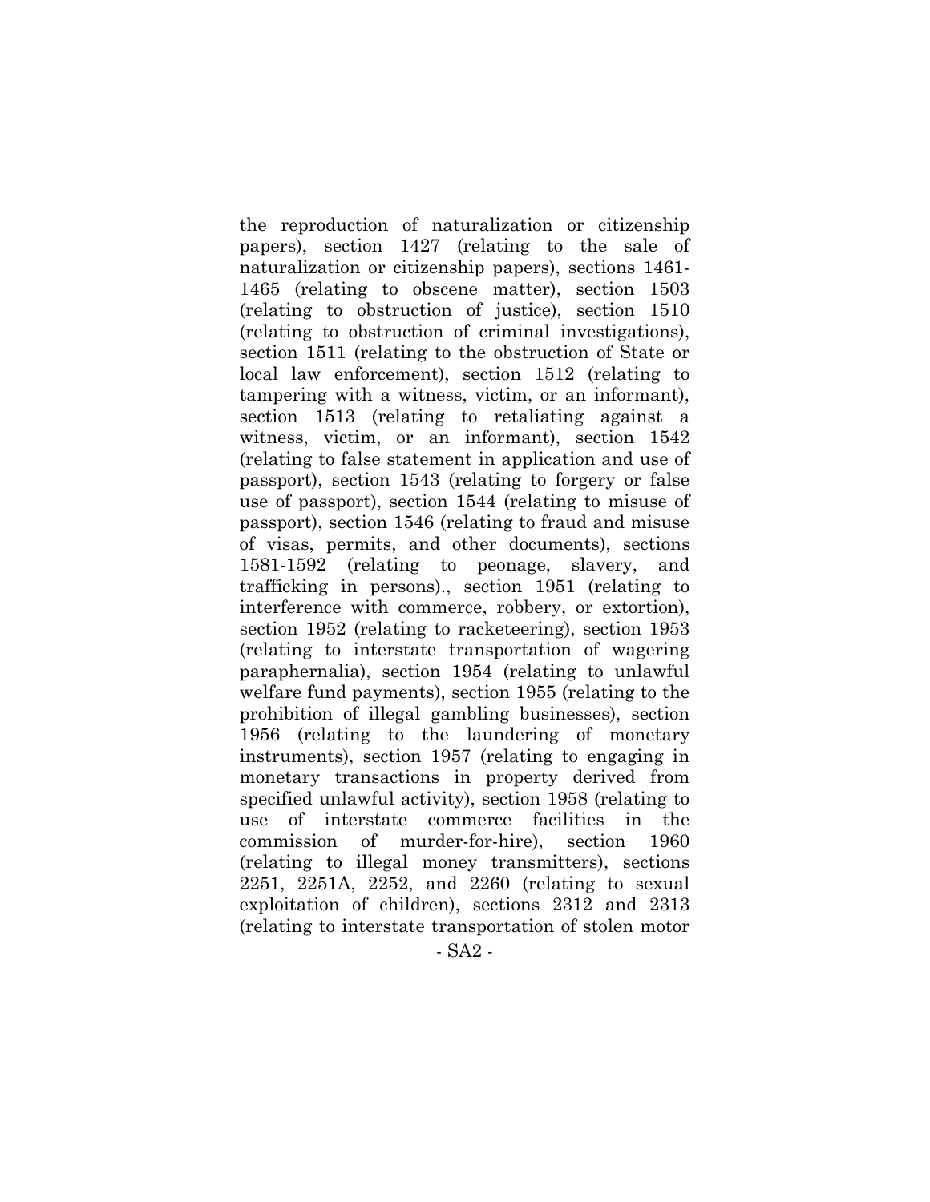the reproduction of naturalization or citizenship papers), section 1427 (relating to the sale of naturalization or citizenship papers), sections 1461-1465 (relating to obscene matter), section 1503 (relating to obstruction of justice), section 1510 (relating to obstruction of criminal investigations), section 1511 (relating to the obstruction of State or local law enforcement), section 1512 (relating to tampering with a witness, victim, or an informant), section 1513 (relating to retaliating against a witness, victim, or an informant), section 1542 (relating to false statement in application and use of passport), section 1543 (relating to forgery or false use of passport), section 1544 (relating to misuse of passport), section 1546 (relating to fraud and misuse of visas, permits, and other documents), sections 1581-1592 (relating to peonage, slavery, and trafficking in persons)., section 1951 (relating to interference with commerce, robbery, or extortion), section 1952 (relating to racketeering), section 1953 (relating to interstate transportation of wagering paraphernalia), section 1954 (relating to unlawful welfare fund payments), section 1955 (relating to the prohibition of illegal gambling businesses), section 1956 (relating to the laundering of monetary instruments), section 1957 (relating to engaging in monetary transactions in property derived from specified unlawful activity), section 1958 (relating to use of interstate commerce facilities in the commission of murder-for-hire), section 1960 (relating to illegal money transmitters), sections 2251, 2251A, 2252, and 2260 (relating to sexual exploitation of children), sections 2312 and 2313 (relating to interstate transportation of stolen motor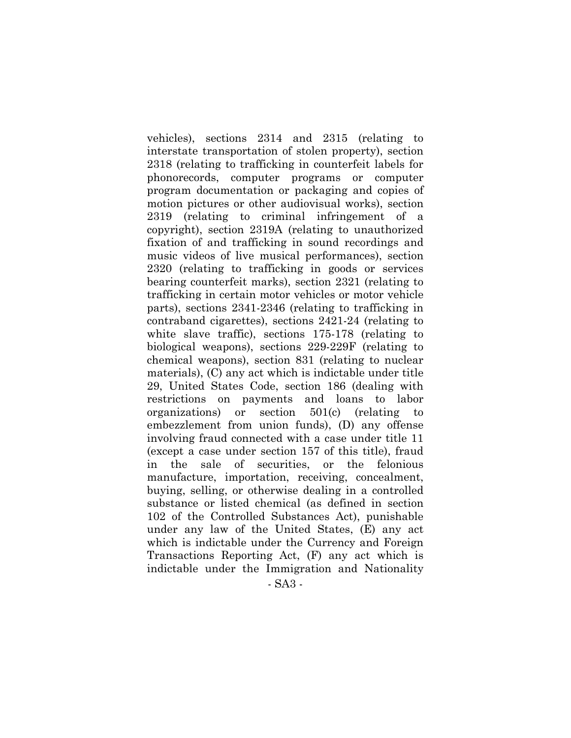vehicles), sections 2314 and 2315 (relating to interstate transportation of stolen property), section 2318 (relating to trafficking in counterfeit labels for phonorecords, computer programs or computer program documentation or packaging and copies of motion pictures or other audiovisual works), section 2319 (relating to criminal infringement of a copyright), section 2319A (relating to unauthorized fixation of and trafficking in sound recordings and music videos of live musical performances), section 2320 (relating to trafficking in goods or services bearing counterfeit marks), section 2321 (relating to trafficking in certain motor vehicles or motor vehicle parts), sections 2341-2346 (relating to trafficking in contraband cigarettes), sections 2421-24 (relating to white slave traffic), sections 175-178 (relating to biological weapons), sections 229-229F (relating to chemical weapons), section 831 (relating to nuclear materials), (C) any act which is indictable under title 29, United States Code, section 186 (dealing with restrictions on payments and loans to labor organizations) or section 501(c) (relating to embezzlement from union funds), (D) any offense involving fraud connected with a case under title 11 (except a case under section 157 of this title), fraud in the sale of securities, or the felonious manufacture, importation, receiving, concealment, buying, selling, or otherwise dealing in a controlled substance or listed chemical (as defined in section 102 of the Controlled Substances Act), punishable under any law of the United States, (E) any act which is indictable under the Currency and Foreign Transactions Reporting Act, (F) any act which is indictable under the Immigration and Nationality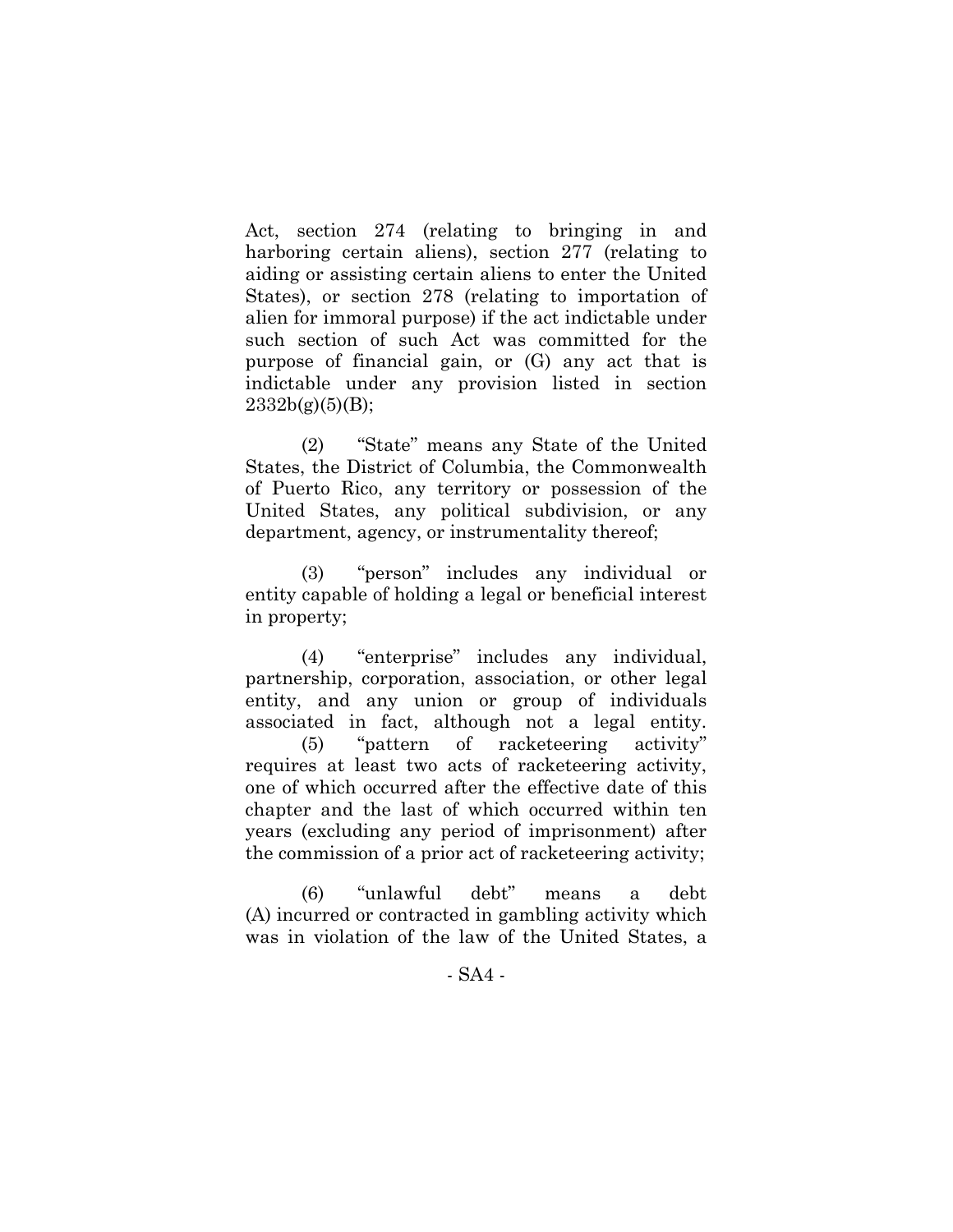Act, section 274 (relating to bringing in and harboring certain aliens), section 277 (relating to aiding or assisting certain aliens to enter the United States), or section 278 (relating to importation of alien for immoral purpose) if the act indictable under such section of such Act was committed for the purpose of financial gain, or (G) any act that is indictable under any provision listed in section 2332b(g)(5)(B);

(2) "State" means any State of the United States, the District of Columbia, the Commonwealth of Puerto Rico, any territory or possession of the United States, any political subdivision, or any department, agency, or instrumentality thereof;

(3) "person" includes any individual or entity capable of holding a legal or beneficial interest in property;

(4) "enterprise" includes any individual, partnership, corporation, association, or other legal entity, and any union or group of individuals associated in fact, although not a legal entity.

(5) "pattern of racketeering activity" requires at least two acts of racketeering activity, one of which occurred after the effective date of this chapter and the last of which occurred within ten years (excluding any period of imprisonment) after the commission of a prior act of racketeering activity;

(6) "unlawful debt" means a debt (A) incurred or contracted in gambling activity which was in violation of the law of the United States, a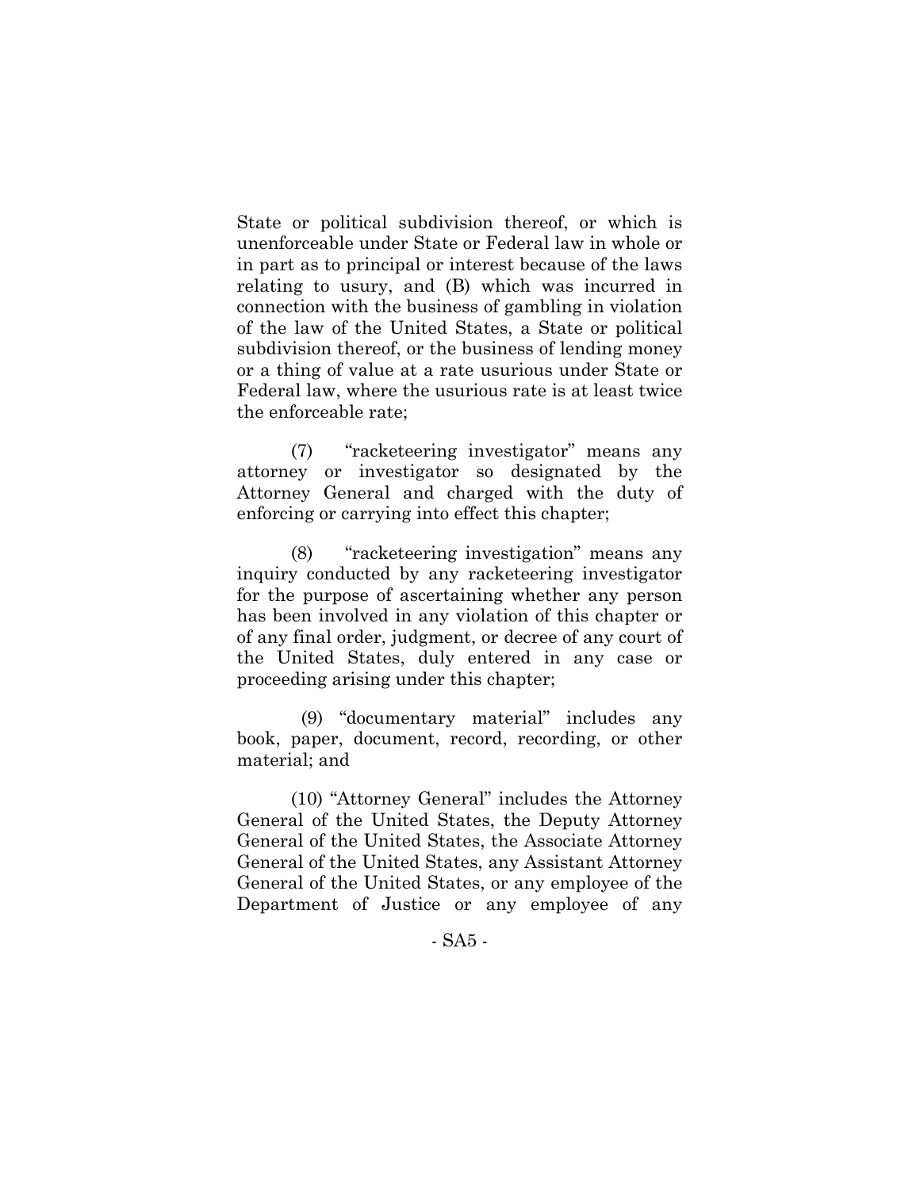State or political subdivision thereof, or which is unenforceable under State or Federal law in whole or in part as to principal or interest because of the laws relating to usury, and (B) which was incurred in connection with the business of gambling in violation of the law of the United States, a State or political subdivision thereof, or the business of lending money or a thing of value at a rate usurious under State or Federal law, where the usurious rate is at least twice the enforceable rate;

(7) "racketeering investigator" means any attorney or investigator so designated by the Attorney General and charged with the duty of enforcing or carrying into effect this chapter;

(8) "racketeering investigation" means any inquiry conducted by any racketeering investigator for the purpose of ascertaining whether any person has been involved in any violation of this chapter or of any final order, judgment, or decree of any court of the United States, duly entered in any case or proceeding arising under this chapter;

(9) "documentary material" includes any book, paper, document, record, recording, or other material; and

(10) "Attorney General" includes the Attorney General of the United States, the Deputy Attorney General of the United States, the Associate Attorney General of the United States, any Assistant Attorney General of the United States, or any employee of the Department of Justice or any employee of any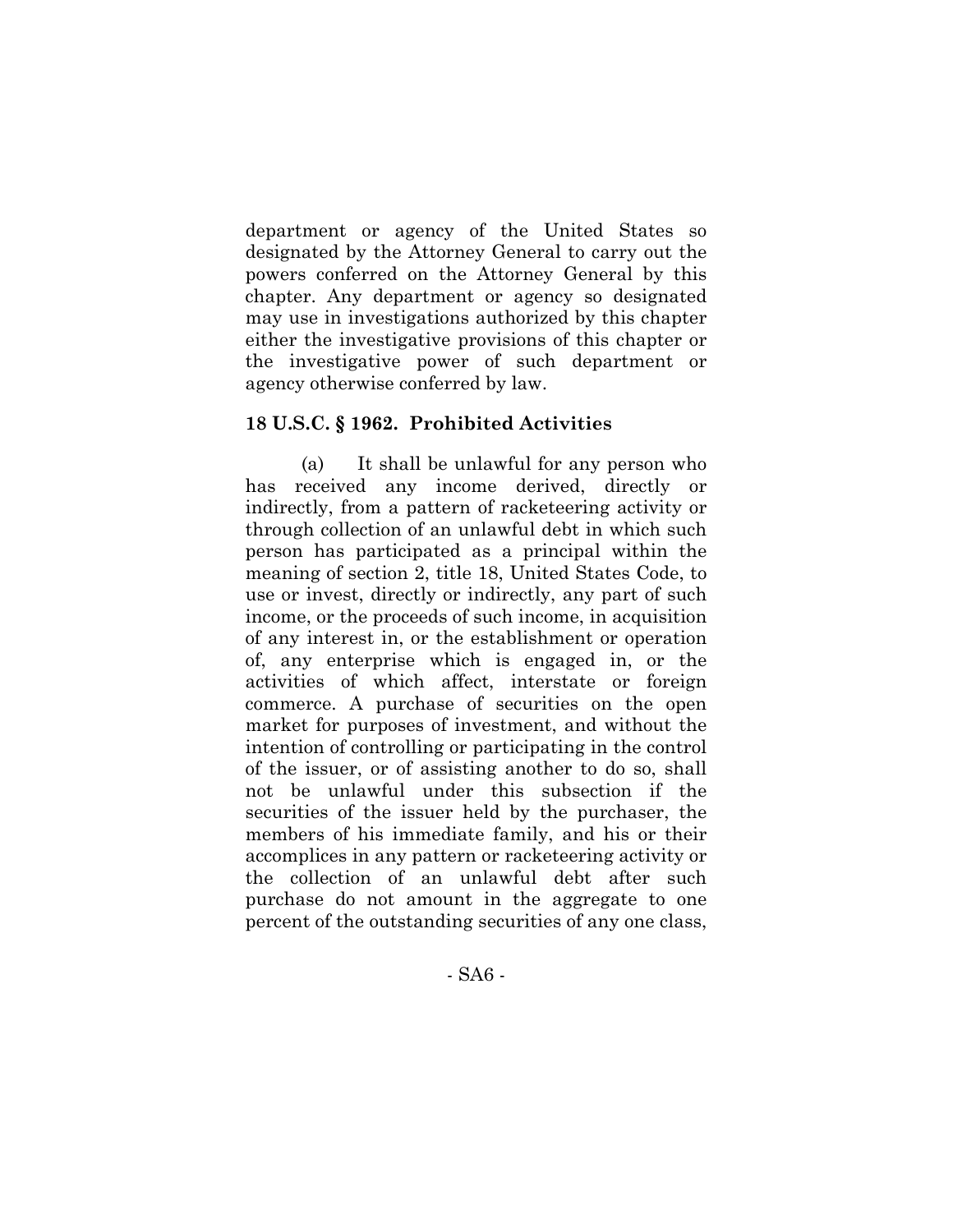department or agency of the United States so designated by the Attorney General to carry out the powers conferred on the Attorney General by this chapter. Any department or agency so designated may use in investigations authorized by this chapter either the investigative provisions of this chapter or the investigative power of such department or agency otherwise conferred by law.

### 18 U.S.C. § 1962. Prohibited Activities

(a) It shall be unlawful for any person who has received any income derived, directly or indirectly, from a pattern of racketeering activity or through collection of an unlawful debt in which such person has participated as a principal within the meaning of section 2, title 18, United States Code, to use or invest, directly or indirectly, any part of such income, or the proceeds of such income, in acquisition of any interest in, or the establishment or operation of, any enterprise which is engaged in, or the activities of which affect, interstate or foreign commerce. A purchase of securities on the open market for purposes of investment, and without the intention of controlling or participating in the control of the issuer, or of assisting another to do so, shall not be unlawful under this subsection if the securities of the issuer held by the purchaser, the members of his immediate family, and his or their accomplices in any pattern or racketeering activity or the collection of an unlawful debt after such purchase do not amount in the aggregate to one percent of the outstanding securities of any one class,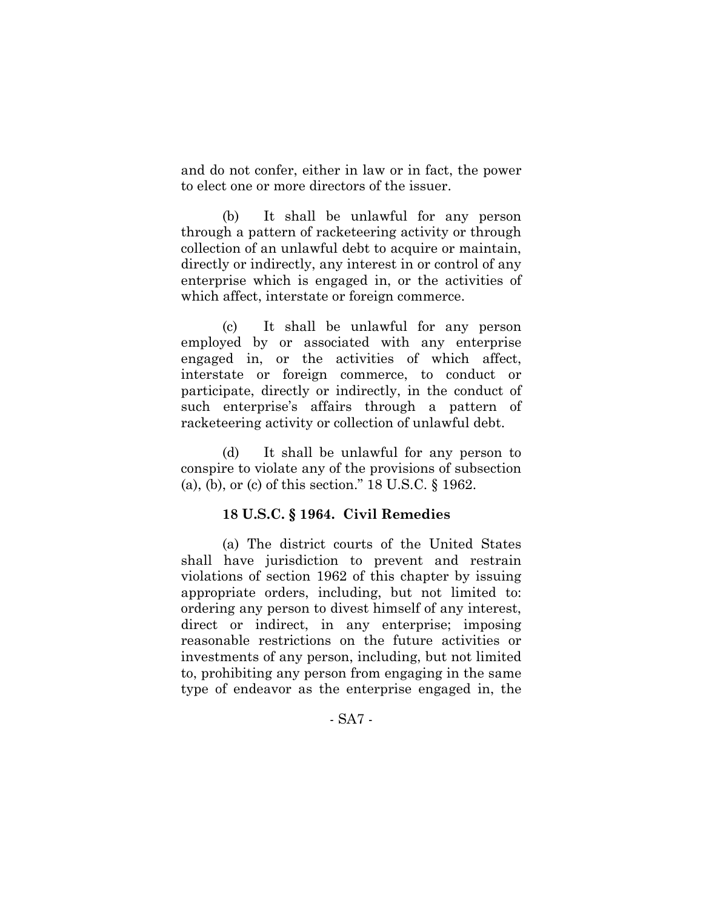and do not confer, either in law or in fact, the power to elect one or more directors of the issuer.

(b) It shall be unlawful for any person through a pattern of racketeering activity or through collection of an unlawful debt to acquire or maintain, directly or indirectly, any interest in or control of any enterprise which is engaged in, or the activities of which affect, interstate or foreign commerce.

(c) It shall be unlawful for any person employed by or associated with any enterprise engaged in, or the activities of which affect, interstate or foreign commerce, to conduct or participate, directly or indirectly, in the conduct of such enterprise's affairs through a pattern of racketeering activity or collection of unlawful debt.

(d) It shall be unlawful for any person to conspire to violate any of the provisions of subsection (a), (b), or (c) of this section." 18 U.S.C. § 1962.

**18 U.S.C. § 1964. Civil Remedies**

(a) The district courts of the United States shall have jurisdiction to prevent and restrain violations of section 1962 of this chapter by issuing appropriate orders, including, but not limited to: ordering any person to divest himself of any interest, direct or indirect, in any enterprise; imposing reasonable restrictions on the future activities or investments of any person, including, but not limited to, prohibiting any person from engaging in the same type of endeavor as the enterprise engaged in, the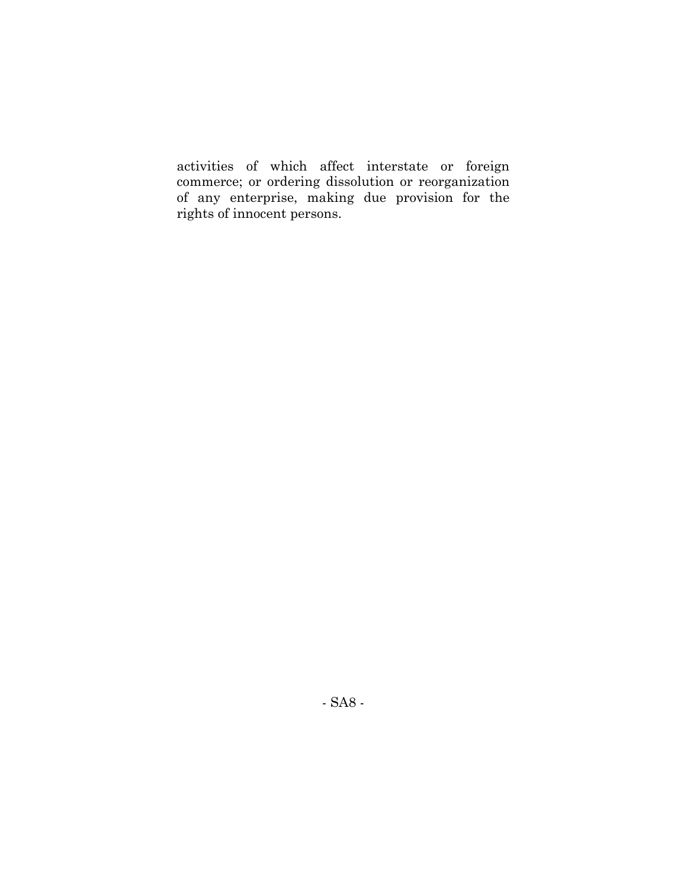activities of which affect interstate or foreign commerce; or ordering dissolution or reorganization of any enterprise, making due provision for the rights of innocent persons.